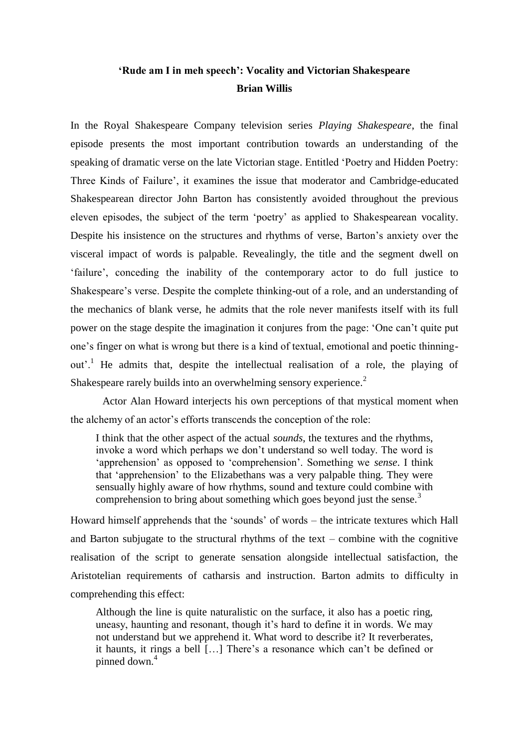# 'Rude am I in meh speech': Vocality and Victorian Shakespeare

**Brian Willis**

In the Royal Shakespeare Company television series *Playing Shakespeare*, the final episode presents the most important contribution towards an understanding of the speaking of dramatic verse on the late Victorian stage. Entitled 'Poetry and Hidden Poetry: Three Kinds of Failure', it examines the issue that moderator and Cambridge-educated Shakespearean director John Barton has consistently avoided throughout the previous eleven episodes, the subject of the term 'poetry' as applied to Shakespearean vocality. Despite his insistence on the structures and rhythms of verse, Barton's anxiety over the visceral impact of words is palpable. Revealingly, the title and the segment dwell on 'failure', conceding the inability of the contemporary actor to do full justice to Shakespeare's verse. Despite the complete thinking-out of a role, and an understanding of the mechanics of blank verse, he admits that the role never manifests itself with its full power on the stage despite the imagination it conjures from the page: 'One can't quite put one's finger on what is wrong but there is a kind of textual, emotional and poetic thinning-out'.[1] He admits that, despite the intellectual realisation of a role, the playing of Shakespeare rarely builds into an overwhelming sensory experience.[2]

Actor Alan Howard interjects his own perceptions of that mystical moment when the alchemy of an actor's efforts transcends the conception of the role:

> I think that the other aspect of the actual *sounds*, the textures and the rhythms, invoke a word which perhaps we don't understand so well today. The word is 'apprehension' as opposed to 'comprehension'. Something we *sense*. I think that 'apprehension' to the Elizabethans was a very palpable thing. They were sensually highly aware of how rhythms, sound and texture could combine with comprehension to bring about something which goes beyond just the sense.[3]

Howard himself apprehends that the 'sounds' of words – the intricate textures which Hall and Barton subjugate to the structural rhythms of the text – combine with the cognitive realisation of the script to generate sensation alongside intellectual satisfaction, the Aristotelian requirements of catharsis and instruction. Barton admits to difficulty in comprehending this effect:

> Although the line is quite naturalistic on the surface, it also has a poetic ring, uneasy, haunting and resonant, though it's hard to define it in words. We may not understand but we apprehend it. What word to describe it? It reverberates, it haunts, it rings a bell […] There's a resonance which can't be defined or pinned down.[4]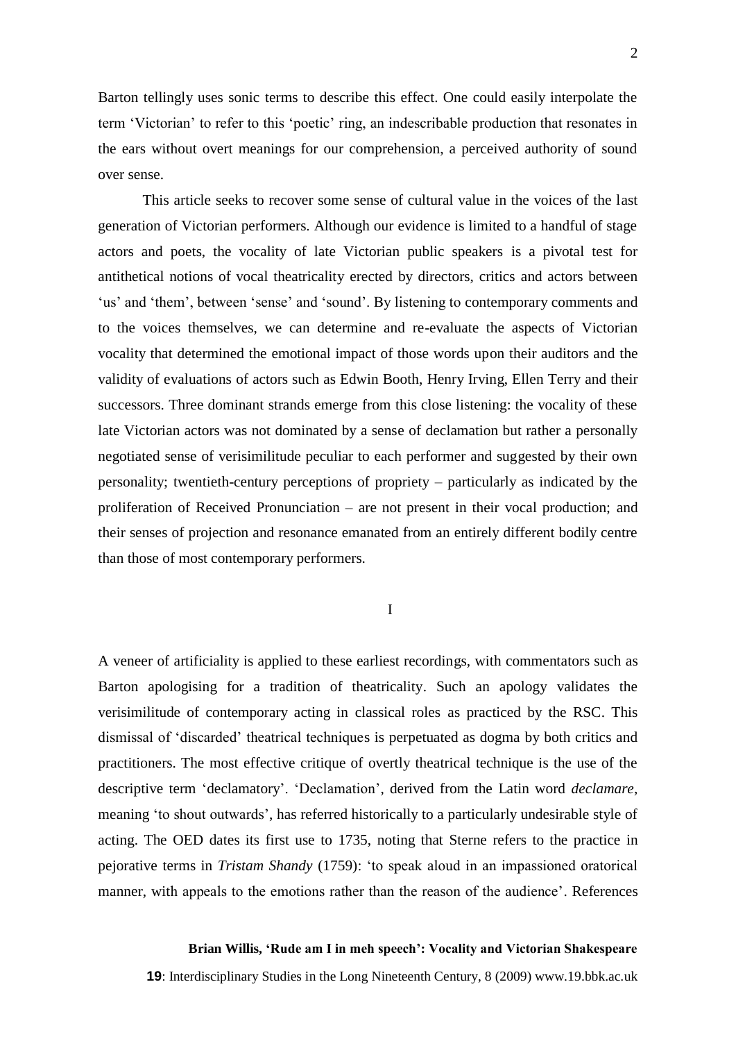Barton tellingly uses sonic terms to describe this effect. One could easily interpolate the term 'Victorian' to refer to this 'poetic' ring, an indescribable production that resonates in the ears without overt meanings for our comprehension, a perceived authority of sound over sense.

This article seeks to recover some sense of cultural value in the voices of the last generation of Victorian performers. Although our evidence is limited to a handful of stage actors and poets, the vocality of late Victorian public speakers is a pivotal test for antithetical notions of vocal theatricality erected by directors, critics and actors between 'us' and 'them', between 'sense' and 'sound'. By listening to contemporary comments and to the voices themselves, we can determine and re-evaluate the aspects of Victorian vocality that determined the emotional impact of those words upon their auditors and the validity of evaluations of actors such as Edwin Booth, Henry Irving, Ellen Terry and their successors. Three dominant strands emerge from this close listening: the vocality of these late Victorian actors was not dominated by a sense of declamation but rather a personally negotiated sense of verisimilitude peculiar to each performer and suggested by their own personality; twentieth-century perceptions of propriety – particularly as indicated by the proliferation of Received Pronunciation – are not present in their vocal production; and their senses of projection and resonance emanated from an entirely different bodily centre than those of most contemporary performers.

## I

A veneer of artificiality is applied to these earliest recordings, with commentators such as Barton apologising for a tradition of theatricality. Such an apology validates the verisimilitude of contemporary acting in classical roles as practiced by the RSC. This dismissal of 'discarded' theatrical techniques is perpetuated as dogma by both critics and practitioners. The most effective critique of overtly theatrical technique is the use of the descriptive term 'declamatory'. 'Declamation', derived from the Latin word *declamare*, meaning 'to shout outwards', has referred historically to a particularly undesirable style of acting. The OED dates its first use to 1735, noting that Sterne refers to the practice in pejorative terms in *Tristam Shandy* (1759): 'to speak aloud in an impassioned oratorical manner, with appeals to the emotions rather than the reason of the audience'. References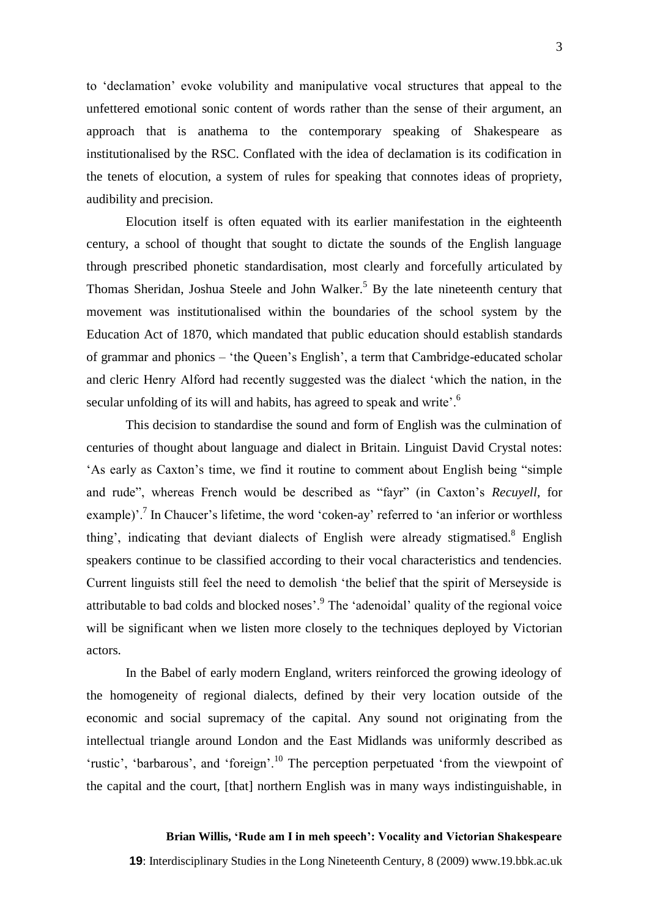to 'declamation' evoke volubility and manipulative vocal structures that appeal to the unfettered emotional sonic content of words rather than the sense of their argument, an approach that is anathema to the contemporary speaking of Shakespeare as institutionalised by the RSC. Conflated with the idea of declamation is its codification in the tenets of elocution, a system of rules for speaking that connotes ideas of propriety, audibility and precision.

Elocution itself is often equated with its earlier manifestation in the eighteenth century, a school of thought that sought to dictate the sounds of the English language through prescribed phonetic standardisation, most clearly and forcefully articulated by Thomas Sheridan, Joshua Steele and John Walker.[5] By the late nineteenth century that movement was institutionalised within the boundaries of the school system by the Education Act of 1870, which mandated that public education should establish standards of grammar and phonics – 'the Queen's English', a term that Cambridge-educated scholar and cleric Henry Alford had recently suggested was the dialect 'which the nation, in the secular unfolding of its will and habits, has agreed to speak and write'.[6]

This decision to standardise the sound and form of English was the culmination of centuries of thought about language and dialect in Britain. Linguist David Crystal notes: 'As early as Caxton's time, we find it routine to comment about English being "simple and rude", whereas French would be described as "fayr" (in Caxton's *Recuyell*, for example)'.[7] In Chaucer's lifetime, the word 'coken-ay' referred to 'an inferior or worthless thing', indicating that deviant dialects of English were already stigmatised.[8] English speakers continue to be classified according to their vocal characteristics and tendencies. Current linguists still feel the need to demolish 'the belief that the spirit of Merseyside is attributable to bad colds and blocked noses'.[9] The 'adenoidal' quality of the regional voice will be significant when we listen more closely to the techniques deployed by Victorian actors.

In the Babel of early modern England, writers reinforced the growing ideology of the homogeneity of regional dialects, defined by their very location outside of the economic and social supremacy of the capital. Any sound not originating from the intellectual triangle around London and the East Midlands was uniformly described as 'rustic', 'barbarous', and 'foreign'.[10] The perception perpetuated 'from the viewpoint of the capital and the court, [that] northern English was in many ways indistinguishable, in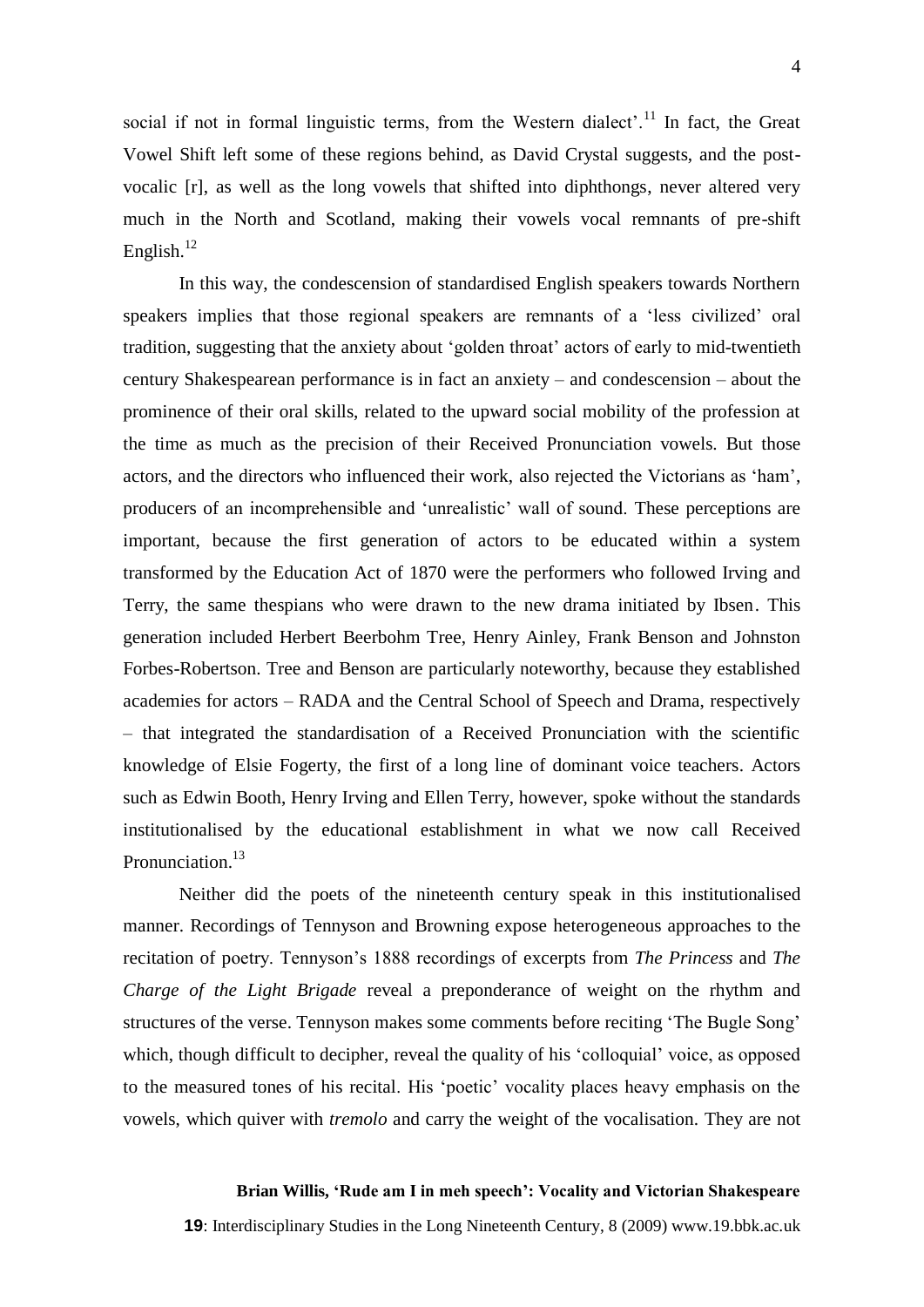social if not in formal linguistic terms, from the Western dialect'.[11] In fact, the Great Vowel Shift left some of these regions behind, as David Crystal suggests, and the post-vocalic [r], as well as the long vowels that shifted into diphthongs, never altered very much in the North and Scotland, making their vowels vocal remnants of pre-shift English.[12]

In this way, the condescension of standardised English speakers towards Northern speakers implies that those regional speakers are remnants of a 'less civilized' oral tradition, suggesting that the anxiety about 'golden throat' actors of early to mid-twentieth century Shakespearean performance is in fact an anxiety – and condescension – about the prominence of their oral skills, related to the upward social mobility of the profession at the time as much as the precision of their Received Pronunciation vowels. But those actors, and the directors who influenced their work, also rejected the Victorians as 'ham', producers of an incomprehensible and 'unrealistic' wall of sound. These perceptions are important, because the first generation of actors to be educated within a system transformed by the Education Act of 1870 were the performers who followed Irving and Terry, the same thespians who were drawn to the new drama initiated by Ibsen. This generation included Herbert Beerbohm Tree, Henry Ainley, Frank Benson and Johnston Forbes-Robertson. Tree and Benson are particularly noteworthy, because they established academies for actors – RADA and the Central School of Speech and Drama, respectively – that integrated the standardisation of a Received Pronunciation with the scientific knowledge of Elsie Fogerty, the first of a long line of dominant voice teachers. Actors such as Edwin Booth, Henry Irving and Ellen Terry, however, spoke without the standards institutionalised by the educational establishment in what we now call Received Pronunciation.[13]

Neither did the poets of the nineteenth century speak in this institutionalised manner. Recordings of Tennyson and Browning expose heterogeneous approaches to the recitation of poetry. Tennyson's 1888 recordings of excerpts from *The Princess* and *The Charge of the Light Brigade* reveal a preponderance of weight on the rhythm and structures of the verse. Tennyson makes some comments before reciting 'The Bugle Song' which, though difficult to decipher, reveal the quality of his 'colloquial' voice, as opposed to the measured tones of his recital. His 'poetic' vocality places heavy emphasis on the vowels, which quiver with *tremolo* and carry the weight of the vocalisation. They are not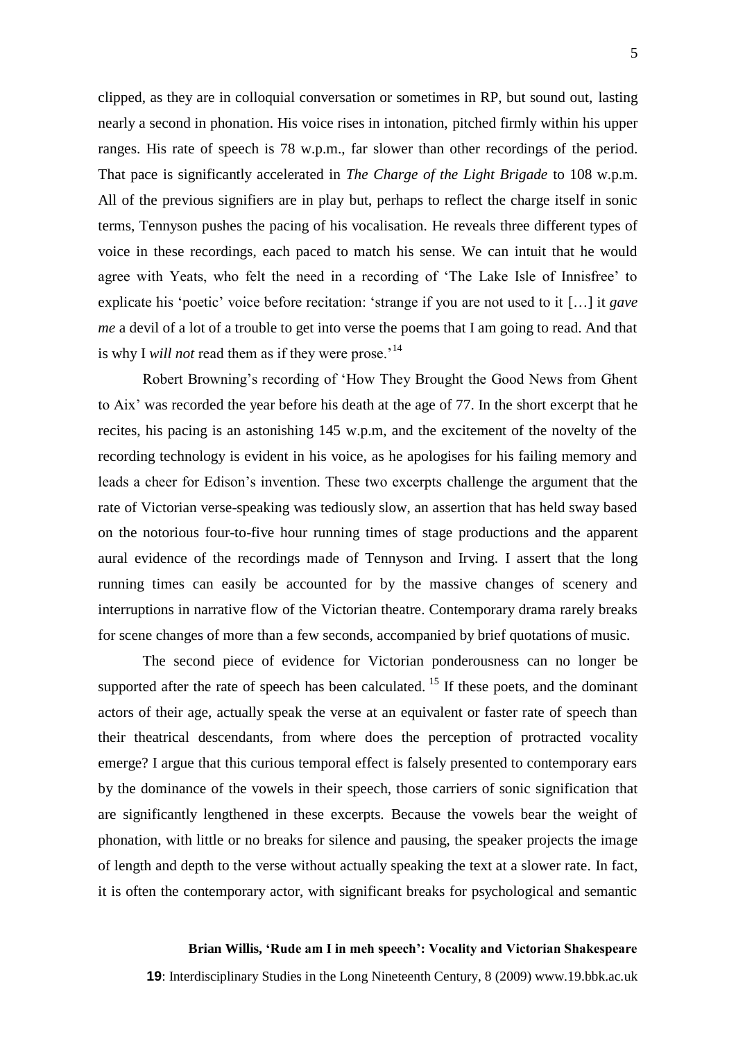clipped, as they are in colloquial conversation or sometimes in RP, but sound out, lasting nearly a second in phonation. His voice rises in intonation, pitched firmly within his upper ranges. His rate of speech is 78 w.p.m., far slower than other recordings of the period. That pace is significantly accelerated in *The Charge of the Light Brigade* to 108 w.p.m. All of the previous signifiers are in play but, perhaps to reflect the charge itself in sonic terms, Tennyson pushes the pacing of his vocalisation. He reveals three different types of voice in these recordings, each paced to match his sense. We can intuit that he would agree with Yeats, who felt the need in a recording of 'The Lake Isle of Innisfree' to explicate his 'poetic' voice before recitation: 'strange if you are not used to it […] it *gave me* a devil of a lot of a trouble to get into verse the poems that I am going to read. And that is why I *will not* read them as if they were prose.'[14]

Robert Browning's recording of 'How They Brought the Good News from Ghent to Aix' was recorded the year before his death at the age of 77. In the short excerpt that he recites, his pacing is an astonishing 145 w.p.m, and the excitement of the novelty of the recording technology is evident in his voice, as he apologises for his failing memory and leads a cheer for Edison's invention. These two excerpts challenge the argument that the rate of Victorian verse-speaking was tediously slow, an assertion that has held sway based on the notorious four-to-five hour running times of stage productions and the apparent aural evidence of the recordings made of Tennyson and Irving. I assert that the long running times can easily be accounted for by the massive changes of scenery and interruptions in narrative flow of the Victorian theatre. Contemporary drama rarely breaks for scene changes of more than a few seconds, accompanied by brief quotations of music.

The second piece of evidence for Victorian ponderousness can no longer be supported after the rate of speech has been calculated.[15] If these poets, and the dominant actors of their age, actually speak the verse at an equivalent or faster rate of speech than their theatrical descendants, from where does the perception of protracted vocality emerge? I argue that this curious temporal effect is falsely presented to contemporary ears by the dominance of the vowels in their speech, those carriers of sonic signification that are significantly lengthened in these excerpts. Because the vowels bear the weight of phonation, with little or no breaks for silence and pausing, the speaker projects the image of length and depth to the verse without actually speaking the text at a slower rate. In fact, it is often the contemporary actor, with significant breaks for psychological and semantic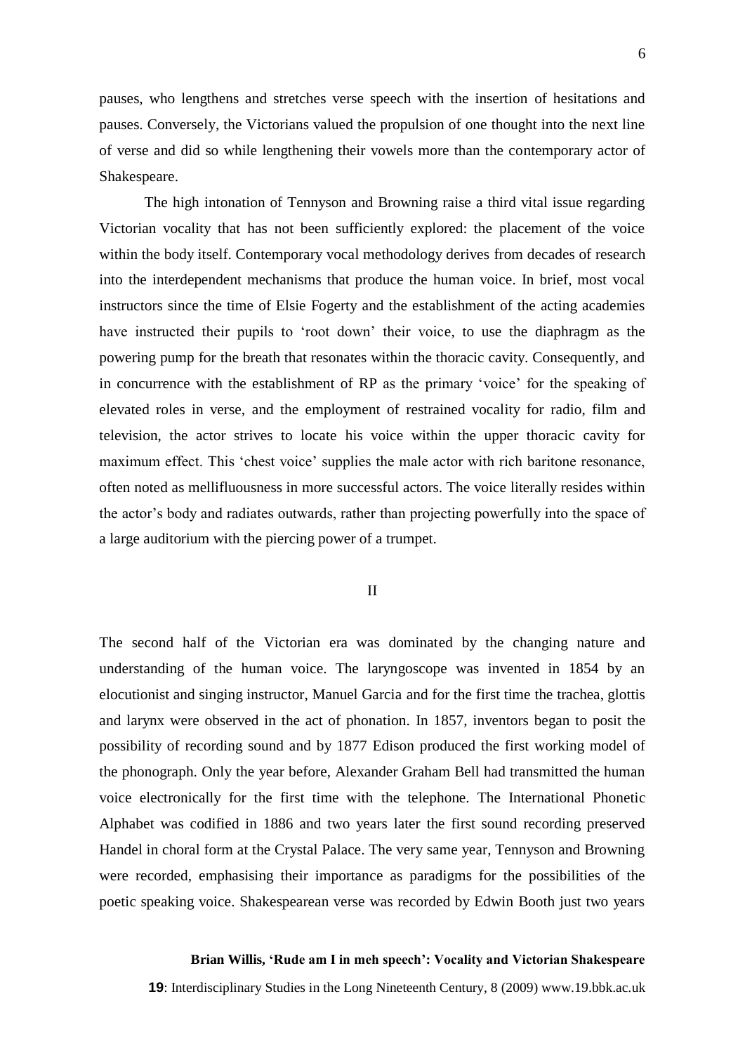pauses, who lengthens and stretches verse speech with the insertion of hesitations and pauses. Conversely, the Victorians valued the propulsion of one thought into the next line of verse and did so while lengthening their vowels more than the contemporary actor of Shakespeare.

The high intonation of Tennyson and Browning raise a third vital issue regarding Victorian vocality that has not been sufficiently explored: the placement of the voice within the body itself. Contemporary vocal methodology derives from decades of research into the interdependent mechanisms that produce the human voice. In brief, most vocal instructors since the time of Elsie Fogerty and the establishment of the acting academies have instructed their pupils to 'root down' their voice, to use the diaphragm as the powering pump for the breath that resonates within the thoracic cavity. Consequently, and in concurrence with the establishment of RP as the primary 'voice' for the speaking of elevated roles in verse, and the employment of restrained vocality for radio, film and television, the actor strives to locate his voice within the upper thoracic cavity for maximum effect. This 'chest voice' supplies the male actor with rich baritone resonance, often noted as mellifluousness in more successful actors. The voice literally resides within the actor's body and radiates outwards, rather than projecting powerfully into the space of a large auditorium with the piercing power of a trumpet.

## II

The second half of the Victorian era was dominated by the changing nature and understanding of the human voice. The laryngoscope was invented in 1854 by an elocutionist and singing instructor, Manuel Garcia and for the first time the trachea, glottis and larynx were observed in the act of phonation. In 1857, inventors began to posit the possibility of recording sound and by 1877 Edison produced the first working model of the phonograph. Only the year before, Alexander Graham Bell had transmitted the human voice electronically for the first time with the telephone. The International Phonetic Alphabet was codified in 1886 and two years later the first sound recording preserved Handel in choral form at the Crystal Palace. The very same year, Tennyson and Browning were recorded, emphasising their importance as paradigms for the possibilities of the poetic speaking voice. Shakespearean verse was recorded by Edwin Booth just two years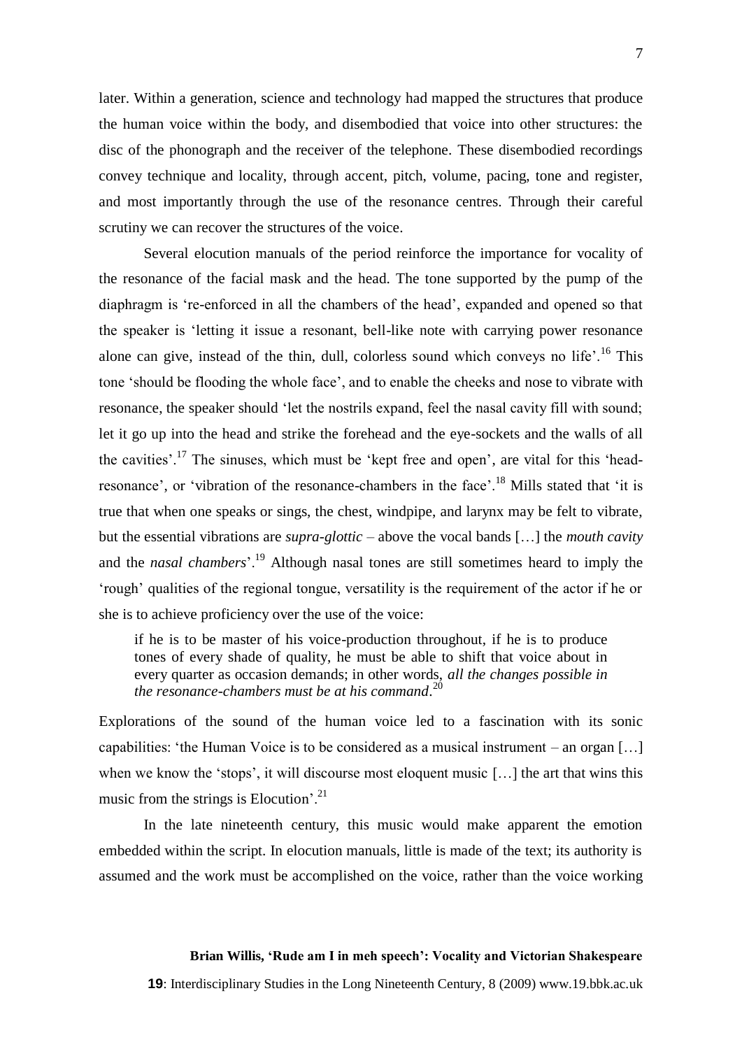later. Within a generation, science and technology had mapped the structures that produce the human voice within the body, and disembodied that voice into other structures: the disc of the phonograph and the receiver of the telephone. These disembodied recordings convey technique and locality, through accent, pitch, volume, pacing, tone and register, and most importantly through the use of the resonance centres. Through their careful scrutiny we can recover the structures of the voice.

Several elocution manuals of the period reinforce the importance for vocality of the resonance of the facial mask and the head. The tone supported by the pump of the diaphragm is 're-enforced in all the chambers of the head', expanded and opened so that the speaker is 'letting it issue a resonant, bell-like note with carrying power resonance alone can give, instead of the thin, dull, colorless sound which conveys no life'.[16] This tone 'should be flooding the whole face', and to enable the cheeks and nose to vibrate with resonance, the speaker should 'let the nostrils expand, feel the nasal cavity fill with sound; let it go up into the head and strike the forehead and the eye-sockets and the walls of all the cavities'.[17] The sinuses, which must be 'kept free and open', are vital for this 'head-resonance', or 'vibration of the resonance-chambers in the face'.[18] Mills stated that 'it is true that when one speaks or sings, the chest, windpipe, and larynx may be felt to vibrate, but the essential vibrations are *supra-glottic* – above the vocal bands […] the *mouth cavity* and the *nasal chambers*'.[19] Although nasal tones are still sometimes heard to imply the 'rough' qualities of the regional tongue, versatility is the requirement of the actor if he or she is to achieve proficiency over the use of the voice:

> if he is to be master of his voice-production throughout, if he is to produce tones of every shade of quality, he must be able to shift that voice about in every quarter as occasion demands; in other words, *all the changes possible in the resonance-chambers must be at his command*.[20]

Explorations of the sound of the human voice led to a fascination with its sonic capabilities: 'the Human Voice is to be considered as a musical instrument – an organ […] when we know the 'stops', it will discourse most eloquent music […] the art that wins this music from the strings is Elocution'.[21]

In the late nineteenth century, this music would make apparent the emotion embedded within the script. In elocution manuals, little is made of the text; its authority is assumed and the work must be accomplished on the voice, rather than the voice working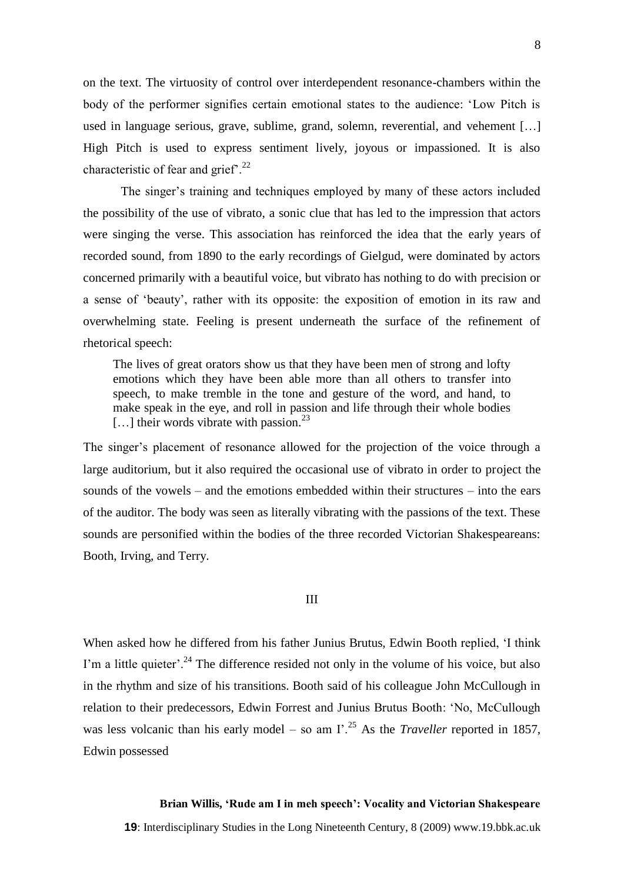on the text. The virtuosity of control over interdependent resonance-chambers within the body of the performer signifies certain emotional states to the audience: 'Low Pitch is used in language serious, grave, sublime, grand, solemn, reverential, and vehement […] High Pitch is used to express sentiment lively, joyous or impassioned. It is also characteristic of fear and grief'.[22]

The singer's training and techniques employed by many of these actors included the possibility of the use of vibrato, a sonic clue that has led to the impression that actors were singing the verse. This association has reinforced the idea that the early years of recorded sound, from 1890 to the early recordings of Gielgud, were dominated by actors concerned primarily with a beautiful voice, but vibrato has nothing to do with precision or a sense of 'beauty', rather with its opposite: the exposition of emotion in its raw and overwhelming state. Feeling is present underneath the surface of the refinement of rhetorical speech:

> The lives of great orators show us that they have been men of strong and lofty emotions which they have been able more than all others to transfer into speech, to make tremble in the tone and gesture of the word, and hand, to make speak in the eye, and roll in passion and life through their whole bodies […] their words vibrate with passion.[23]

The singer's placement of resonance allowed for the projection of the voice through a large auditorium, but it also required the occasional use of vibrato in order to project the sounds of the vowels – and the emotions embedded within their structures – into the ears of the auditor. The body was seen as literally vibrating with the passions of the text. These sounds are personified within the bodies of the three recorded Victorian Shakespeareans: Booth, Irving, and Terry.

## III

When asked how he differed from his father Junius Brutus, Edwin Booth replied, 'I think I'm a little quieter'.[24] The difference resided not only in the volume of his voice, but also in the rhythm and size of his transitions. Booth said of his colleague John McCullough in relation to their predecessors, Edwin Forrest and Junius Brutus Booth: 'No, McCullough was less volcanic than his early model – so am I'.[25] As the *Traveller* reported in 1857, Edwin possessed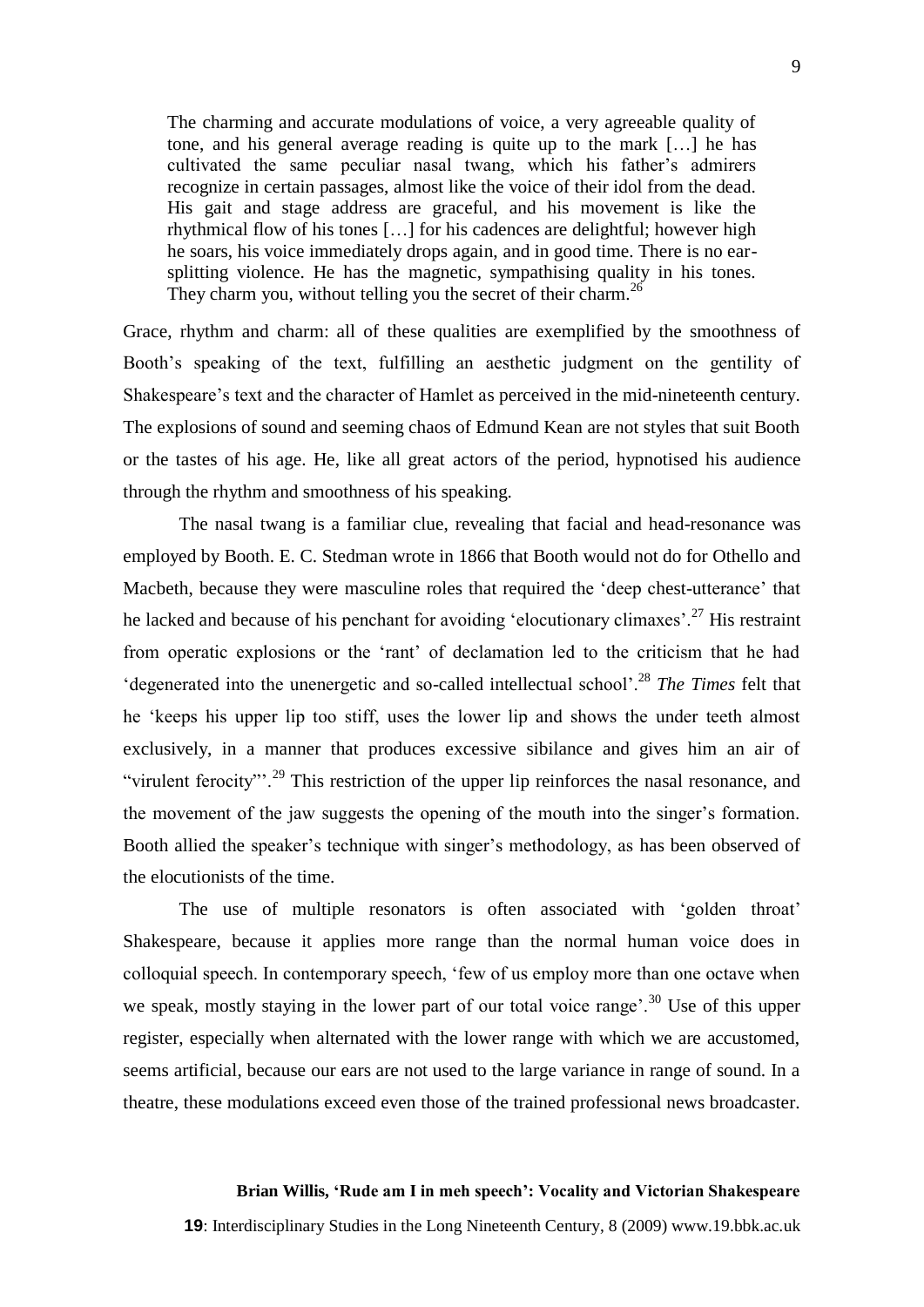> The charming and accurate modulations of voice, a very agreeable quality of tone, and his general average reading is quite up to the mark […] he has cultivated the same peculiar nasal twang, which his father's admirers recognize in certain passages, almost like the voice of their idol from the dead. His gait and stage address are graceful, and his movement is like the rhythmical flow of his tones […] for his cadences are delightful; however high he soars, his voice immediately drops again, and in good time. There is no ear-splitting violence. He has the magnetic, sympathising quality in his tones. They charm you, without telling you the secret of their charm.[26]

Grace, rhythm and charm: all of these qualities are exemplified by the smoothness of Booth's speaking of the text, fulfilling an aesthetic judgment on the gentility of Shakespeare's text and the character of Hamlet as perceived in the mid-nineteenth century. The explosions of sound and seeming chaos of Edmund Kean are not styles that suit Booth or the tastes of his age. He, like all great actors of the period, hypnotised his audience through the rhythm and smoothness of his speaking.

The nasal twang is a familiar clue, revealing that facial and head-resonance was employed by Booth. E. C. Stedman wrote in 1866 that Booth would not do for Othello and Macbeth, because they were masculine roles that required the 'deep chest-utterance' that he lacked and because of his penchant for avoiding 'elocutionary climaxes'.[27] His restraint from operatic explosions or the 'rant' of declamation led to the criticism that he had 'degenerated into the unenergetic and so-called intellectual school'.[28] *The Times* felt that he 'keeps his upper lip too stiff, uses the lower lip and shows the under teeth almost exclusively, in a manner that produces excessive sibilance and gives him an air of "virulent ferocity"'.[29] This restriction of the upper lip reinforces the nasal resonance, and the movement of the jaw suggests the opening of the mouth into the singer's formation. Booth allied the speaker's technique with singer's methodology, as has been observed of the elocutionists of the time.

The use of multiple resonators is often associated with 'golden throat' Shakespeare, because it applies more range than the normal human voice does in colloquial speech. In contemporary speech, 'few of us employ more than one octave when we speak, mostly staying in the lower part of our total voice range'.[30] Use of this upper register, especially when alternated with the lower range with which we are accustomed, seems artificial, because our ears are not used to the large variance in range of sound. In a theatre, these modulations exceed even those of the trained professional news broadcaster.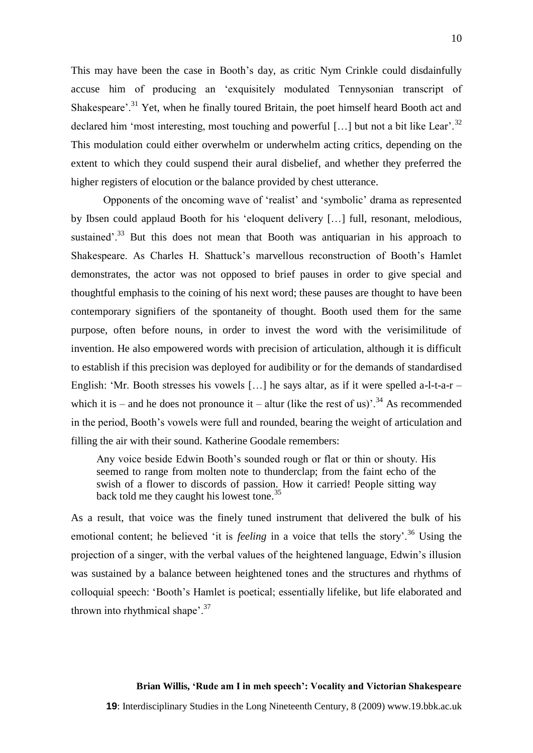This may have been the case in Booth's day, as critic Nym Crinkle could disdainfully accuse him of producing an 'exquisitely modulated Tennysonian transcript of Shakespeare'.[31] Yet, when he finally toured Britain, the poet himself heard Booth act and declared him 'most interesting, most touching and powerful [...] but not a bit like Lear'.[32] This modulation could either overwhelm or underwhelm acting critics, depending on the extent to which they could suspend their aural disbelief, and whether they preferred the higher registers of elocution or the balance provided by chest utterance.

Opponents of the oncoming wave of 'realist' and 'symbolic' drama as represented by Ibsen could applaud Booth for his 'eloquent delivery [...] full, resonant, melodious, sustained'.[33] But this does not mean that Booth was antiquarian in his approach to Shakespeare. As Charles H. Shattuck's marvellous reconstruction of Booth's Hamlet demonstrates, the actor was not opposed to brief pauses in order to give special and thoughtful emphasis to the coining of his next word; these pauses are thought to have been contemporary signifiers of the spontaneity of thought. Booth used them for the same purpose, often before nouns, in order to invest the word with the verisimilitude of invention. He also empowered words with precision of articulation, although it is difficult to establish if this precision was deployed for audibility or for the demands of standardised English: 'Mr. Booth stresses his vowels [...] he says altar, as if it were spelled a-l-t-a-r – which it is – and he does not pronounce it – altur (like the rest of us)'.[34] As recommended in the period, Booth's vowels were full and rounded, bearing the weight of articulation and filling the air with their sound. Katherine Goodale remembers:

> Any voice beside Edwin Booth's sounded rough or flat or thin or shouty. His seemed to range from molten note to thunderclap; from the faint echo of the swish of a flower to discords of passion. How it carried! People sitting way back told me they caught his lowest tone.[35]

As a result, that voice was the finely tuned instrument that delivered the bulk of his emotional content; he believed 'it is *feeling* in a voice that tells the story'.[36] Using the projection of a singer, with the verbal values of the heightened language, Edwin's illusion was sustained by a balance between heightened tones and the structures and rhythms of colloquial speech: 'Booth's Hamlet is poetical; essentially lifelike, but life elaborated and thrown into rhythmical shape'.[37]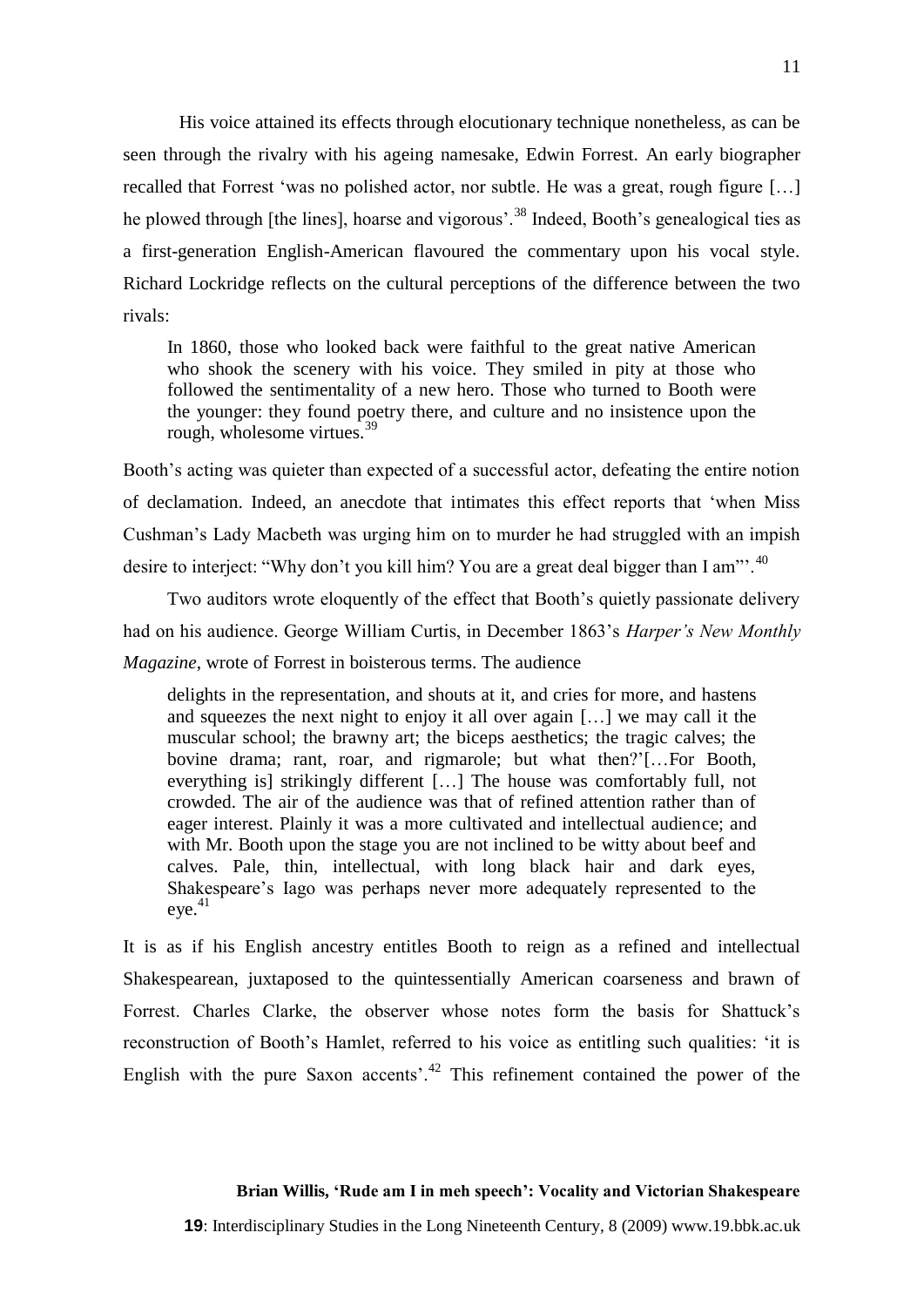His voice attained its effects through elocutionary technique nonetheless, as can be seen through the rivalry with his ageing namesake, Edwin Forrest. An early biographer recalled that Forrest 'was no polished actor, nor subtle. He was a great, rough figure […] he plowed through [the lines], hoarse and vigorous'.[38] Indeed, Booth's genealogical ties as a first-generation English-American flavoured the commentary upon his vocal style. Richard Lockridge reflects on the cultural perceptions of the difference between the two rivals:

> In 1860, those who looked back were faithful to the great native American who shook the scenery with his voice. They smiled in pity at those who followed the sentimentality of a new hero. Those who turned to Booth were the younger: they found poetry there, and culture and no insistence upon the rough, wholesome virtues.[39]

Booth's acting was quieter than expected of a successful actor, defeating the entire notion of declamation. Indeed, an anecdote that intimates this effect reports that 'when Miss Cushman's Lady Macbeth was urging him on to murder he had struggled with an impish desire to interject: "Why don't you kill him? You are a great deal bigger than I am"'.[40]

Two auditors wrote eloquently of the effect that Booth's quietly passionate delivery had on his audience. George William Curtis, in December 1863's *Harper's New Monthly Magazine*, wrote of Forrest in boisterous terms. The audience

> delights in the representation, and shouts at it, and cries for more, and hastens and squeezes the next night to enjoy it all over again […] we may call it the muscular school; the brawny art; the biceps aesthetics; the tragic calves; the bovine drama; rant, roar, and rigmarole; but what then?'[…For Booth, everything is] strikingly different […] The house was comfortably full, not crowded. The air of the audience was that of refined attention rather than of eager interest. Plainly it was a more cultivated and intellectual audience; and with Mr. Booth upon the stage you are not inclined to be witty about beef and calves. Pale, thin, intellectual, with long black hair and dark eyes, Shakespeare's Iago was perhaps never more adequately represented to the eye.[41]

It is as if his English ancestry entitles Booth to reign as a refined and intellectual Shakespearean, juxtaposed to the quintessentially American coarseness and brawn of Forrest. Charles Clarke, the observer whose notes form the basis for Shattuck's reconstruction of Booth's Hamlet, referred to his voice as entitling such qualities: 'it is English with the pure Saxon accents'.[42] This refinement contained the power of the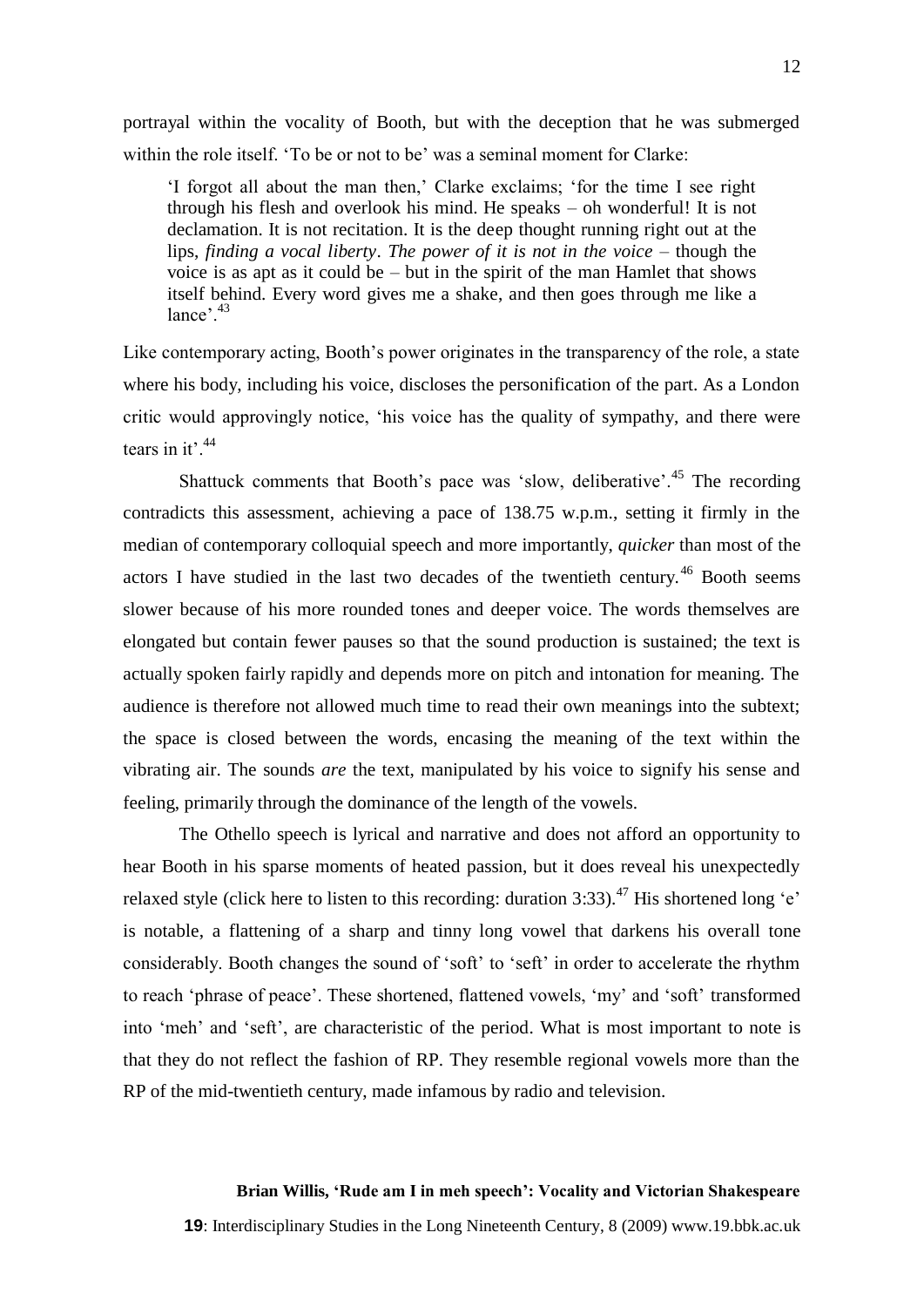portrayal within the vocality of Booth, but with the deception that he was submerged within the role itself. 'To be or not to be' was a seminal moment for Clarke:

> 'I forgot all about the man then,' Clarke exclaims; 'for the time I see right through his flesh and overlook his mind. He speaks – oh wonderful! It is not declamation. It is not recitation. It is the deep thought running right out at the lips, *finding a vocal liberty*. *The power of it is not in the voice* – though the voice is as apt as it could be – but in the spirit of the man Hamlet that shows itself behind. Every word gives me a shake, and then goes through me like a lance'.[43]

Like contemporary acting, Booth's power originates in the transparency of the role, a state where his body, including his voice, discloses the personification of the part. As a London critic would approvingly notice, 'his voice has the quality of sympathy, and there were tears in it'.[44]

Shattuck comments that Booth's pace was 'slow, deliberative'.[45] The recording contradicts this assessment, achieving a pace of 138.75 w.p.m., setting it firmly in the median of contemporary colloquial speech and more importantly, *quicker* than most of the actors I have studied in the last two decades of the twentieth century.[46] Booth seems slower because of his more rounded tones and deeper voice. The words themselves are elongated but contain fewer pauses so that the sound production is sustained; the text is actually spoken fairly rapidly and depends more on pitch and intonation for meaning. The audience is therefore not allowed much time to read their own meanings into the subtext; the space is closed between the words, encasing the meaning of the text within the vibrating air. The sounds *are* the text, manipulated by his voice to signify his sense and feeling, primarily through the dominance of the length of the vowels.

The Othello speech is lyrical and narrative and does not afford an opportunity to hear Booth in his sparse moments of heated passion, but it does reveal his unexpectedly relaxed style (click here to listen to this recording: duration 3:33).[47] His shortened long 'e' is notable, a flattening of a sharp and tinny long vowel that darkens his overall tone considerably. Booth changes the sound of 'soft' to 'seft' in order to accelerate the rhythm to reach 'phrase of peace'. These shortened, flattened vowels, 'my' and 'soft' transformed into 'meh' and 'seft', are characteristic of the period. What is most important to note is that they do not reflect the fashion of RP. They resemble regional vowels more than the RP of the mid-twentieth century, made infamous by radio and television.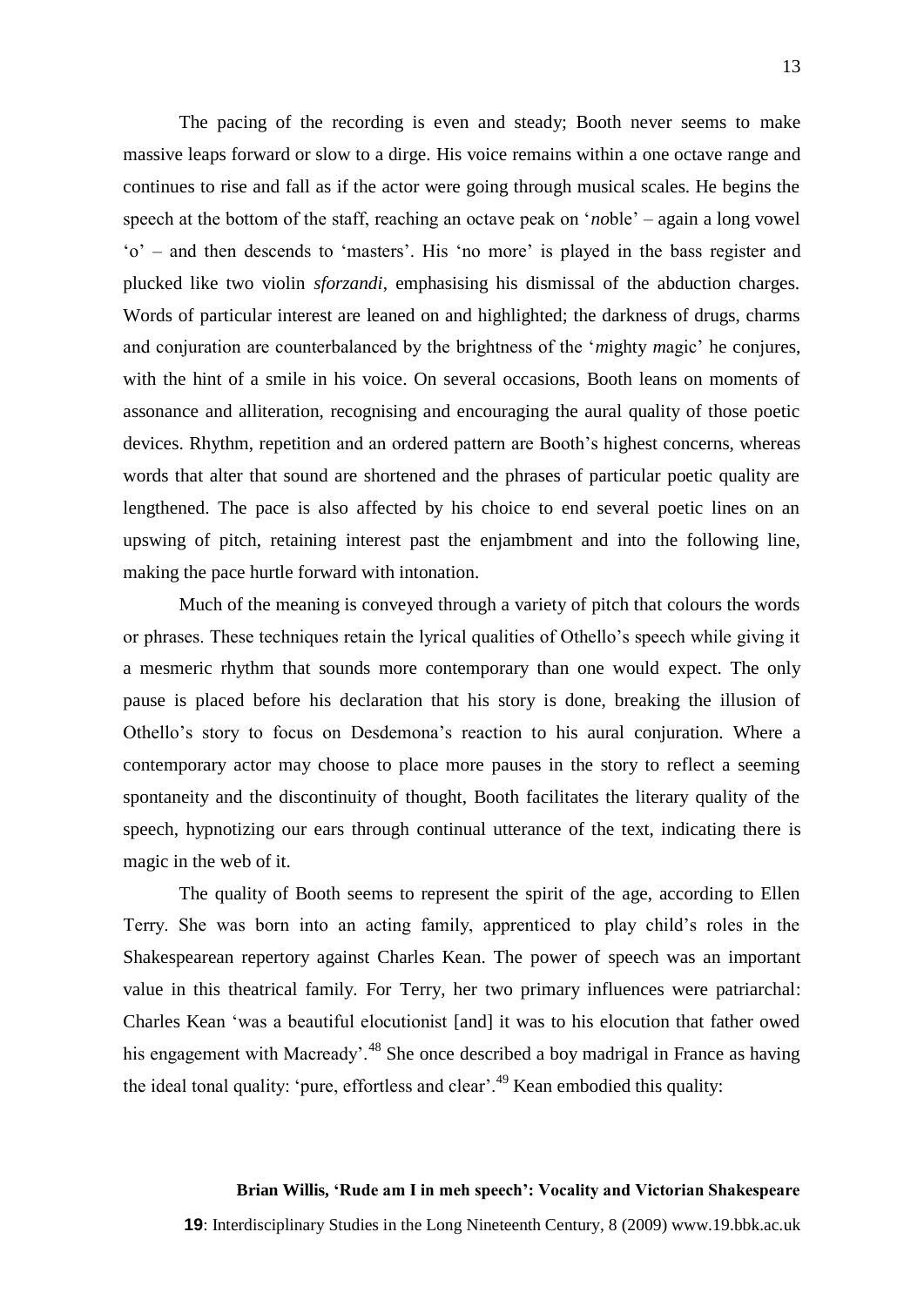The pacing of the recording is even and steady; Booth never seems to make massive leaps forward or slow to a dirge. His voice remains within a one octave range and continues to rise and fall as if the actor were going through musical scales. He begins the speech at the bottom of the staff, reaching an octave peak on '*no*ble' – again a long vowel 'o' – and then descends to 'masters'. His 'no more' is played in the bass register and plucked like two violin *sforzandi*, emphasising his dismissal of the abduction charges. Words of particular interest are leaned on and highlighted; the darkness of drugs, charms and conjuration are counterbalanced by the brightness of the '*m*ighty *m*agic' he conjures, with the hint of a smile in his voice. On several occasions, Booth leans on moments of assonance and alliteration, recognising and encouraging the aural quality of those poetic devices. Rhythm, repetition and an ordered pattern are Booth's highest concerns, whereas words that alter that sound are shortened and the phrases of particular poetic quality are lengthened. The pace is also affected by his choice to end several poetic lines on an upswing of pitch, retaining interest past the enjambment and into the following line, making the pace hurtle forward with intonation.

Much of the meaning is conveyed through a variety of pitch that colours the words or phrases. These techniques retain the lyrical qualities of Othello's speech while giving it a mesmeric rhythm that sounds more contemporary than one would expect. The only pause is placed before his declaration that his story is done, breaking the illusion of Othello's story to focus on Desdemona's reaction to his aural conjuration. Where a contemporary actor may choose to place more pauses in the story to reflect a seeming spontaneity and the discontinuity of thought, Booth facilitates the literary quality of the speech, hypnotizing our ears through continual utterance of the text, indicating there is magic in the web of it.

The quality of Booth seems to represent the spirit of the age, according to Ellen Terry. She was born into an acting family, apprenticed to play child's roles in the Shakespearean repertory against Charles Kean. The power of speech was an important value in this theatrical family. For Terry, her two primary influences were patriarchal: Charles Kean 'was a beautiful elocutionist [and] it was to his elocution that father owed his engagement with Macready'.[48] She once described a boy madrigal in France as having the ideal tonal quality: 'pure, effortless and clear'.[49] Kean embodied this quality: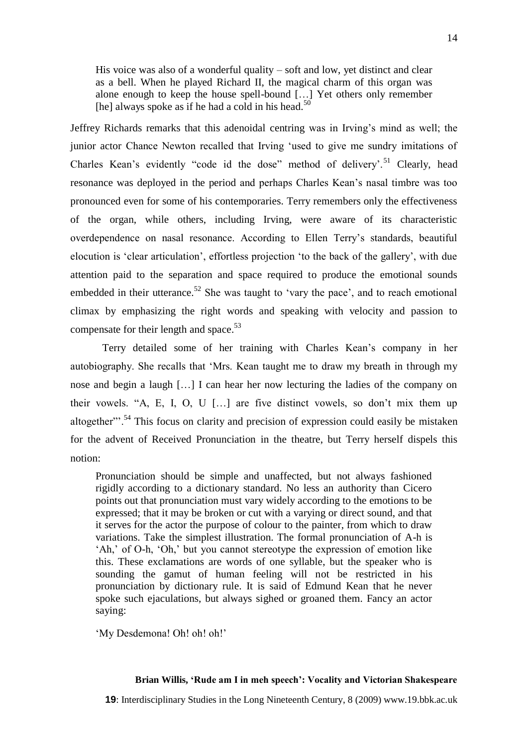> His voice was also of a wonderful quality – soft and low, yet distinct and clear as a bell. When he played Richard II, the magical charm of this organ was alone enough to keep the house spell-bound […] Yet others only remember [he] always spoke as if he had a cold in his head.[50]

Jeffrey Richards remarks that this adenoidal centring was in Irving's mind as well; the junior actor Chance Newton recalled that Irving 'used to give me sundry imitations of Charles Kean's evidently "code id the dose" method of delivery'.[51] Clearly, head resonance was deployed in the period and perhaps Charles Kean's nasal timbre was too pronounced even for some of his contemporaries. Terry remembers only the effectiveness of the organ, while others, including Irving, were aware of its characteristic overdependence on nasal resonance. According to Ellen Terry's standards, beautiful elocution is 'clear articulation', effortless projection 'to the back of the gallery', with due attention paid to the separation and space required to produce the emotional sounds embedded in their utterance.[52] She was taught to 'vary the pace', and to reach emotional climax by emphasizing the right words and speaking with velocity and passion to compensate for their length and space.[53]

Terry detailed some of her training with Charles Kean's company in her autobiography. She recalls that 'Mrs. Kean taught me to draw my breath in through my nose and begin a laugh […] I can hear her now lecturing the ladies of the company on their vowels. "A, E, I, O, U […] are five distinct vowels, so don't mix them up altogether"'.[54] This focus on clarity and precision of expression could easily be mistaken for the advent of Received Pronunciation in the theatre, but Terry herself dispels this notion:

> Pronunciation should be simple and unaffected, but not always fashioned rigidly according to a dictionary standard. No less an authority than Cicero points out that pronunciation must vary widely according to the emotions to be expressed; that it may be broken or cut with a varying or direct sound, and that it serves for the actor the purpose of colour to the painter, from which to draw variations. Take the simplest illustration. The formal pronunciation of A-h is 'Ah,' of O-h, 'Oh,' but you cannot stereotype the expression of emotion like this. These exclamations are words of one syllable, but the speaker who is sounding the gamut of human feeling will not be restricted in his pronunciation by dictionary rule. It is said of Edmund Kean that he never spoke such ejaculations, but always sighed or groaned them. Fancy an actor saying:
>
> 'My Desdemona! Oh! oh! oh!'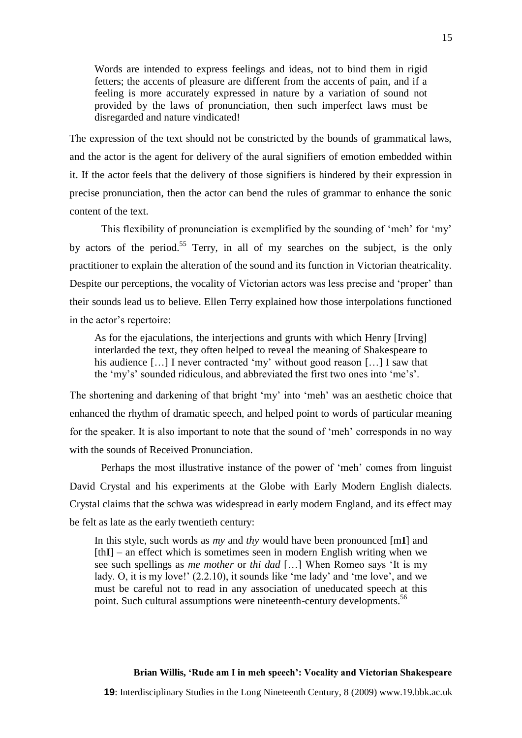> Words are intended to express feelings and ideas, not to bind them in rigid fetters; the accents of pleasure are different from the accents of pain, and if a feeling is more accurately expressed in nature by a variation of sound not provided by the laws of pronunciation, then such imperfect laws must be disregarded and nature vindicated!

The expression of the text should not be constricted by the bounds of grammatical laws, and the actor is the agent for delivery of the aural signifiers of emotion embedded within it. If the actor feels that the delivery of those signifiers is hindered by their expression in precise pronunciation, then the actor can bend the rules of grammar to enhance the sonic content of the text.

This flexibility of pronunciation is exemplified by the sounding of 'meh' for 'my' by actors of the period.[55] Terry, in all of my searches on the subject, is the only practitioner to explain the alteration of the sound and its function in Victorian theatricality. Despite our perceptions, the vocality of Victorian actors was less precise and 'proper' than their sounds lead us to believe. Ellen Terry explained how those interpolations functioned in the actor's repertoire:

> As for the ejaculations, the interjections and grunts with which Henry [Irving] interlarded the text, they often helped to reveal the meaning of Shakespeare to his audience […] I never contracted 'my' without good reason […] I saw that the 'my's' sounded ridiculous, and abbreviated the first two ones into 'me's'.

The shortening and darkening of that bright 'my' into 'meh' was an aesthetic choice that enhanced the rhythm of dramatic speech, and helped point to words of particular meaning for the speaker. It is also important to note that the sound of 'meh' corresponds in no way with the sounds of Received Pronunciation.

Perhaps the most illustrative instance of the power of 'meh' comes from linguist David Crystal and his experiments at the Globe with Early Modern English dialects. Crystal claims that the schwa was widespread in early modern England, and its effect may be felt as late as the early twentieth century:

> In this style, such words as *my* and *thy* would have been pronounced [m**I**] and [th**I**] – an effect which is sometimes seen in modern English writing when we see such spellings as *me mother* or *thi dad* […] When Romeo says 'It is my lady. O, it is my love!' (2.2.10), it sounds like 'me lady' and 'me love', and we must be careful not to read in any association of uneducated speech at this point. Such cultural assumptions were nineteenth-century developments.[56]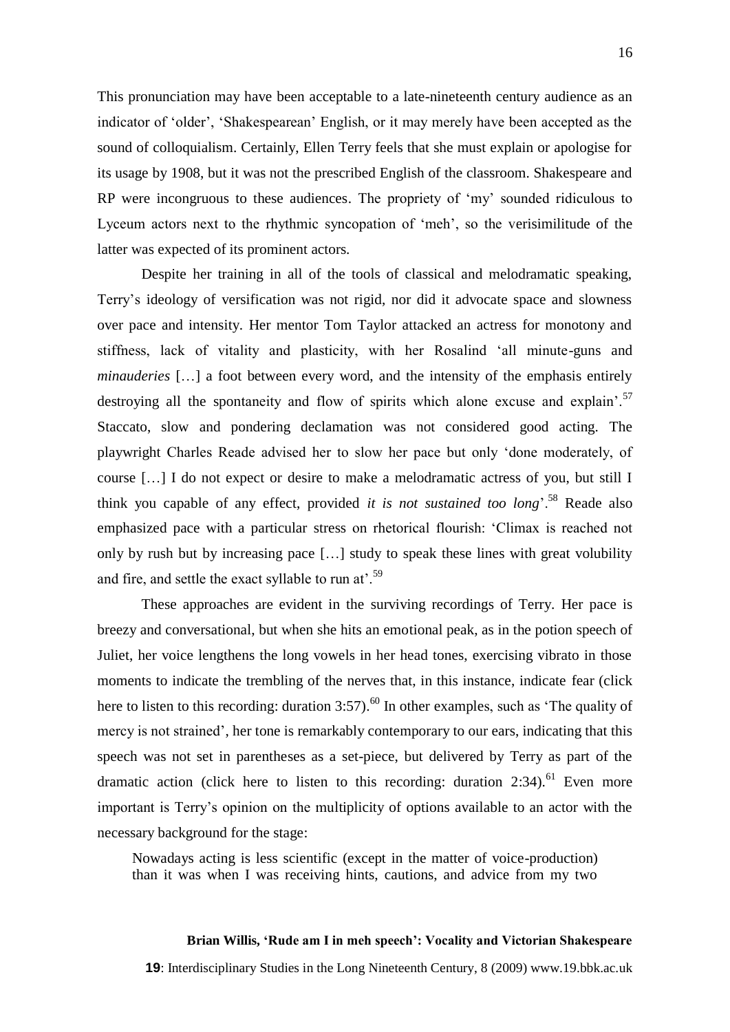This pronunciation may have been acceptable to a late-nineteenth century audience as an indicator of 'older', 'Shakespearean' English, or it may merely have been accepted as the sound of colloquialism. Certainly, Ellen Terry feels that she must explain or apologise for its usage by 1908, but it was not the prescribed English of the classroom. Shakespeare and RP were incongruous to these audiences. The propriety of 'my' sounded ridiculous to Lyceum actors next to the rhythmic syncopation of 'meh', so the verisimilitude of the latter was expected of its prominent actors.

Despite her training in all of the tools of classical and melodramatic speaking, Terry's ideology of versification was not rigid, nor did it advocate space and slowness over pace and intensity. Her mentor Tom Taylor attacked an actress for monotony and stiffness, lack of vitality and plasticity, with her Rosalind 'all minute-guns and *minauderies* […] a foot between every word, and the intensity of the emphasis entirely destroying all the spontaneity and flow of spirits which alone excuse and explain'.[57] Staccato, slow and pondering declamation was not considered good acting. The playwright Charles Reade advised her to slow her pace but only 'done moderately, of course […] I do not expect or desire to make a melodramatic actress of you, but still I think you capable of any effect, provided *it is not sustained too long*'.[58] Reade also emphasized pace with a particular stress on rhetorical flourish: 'Climax is reached not only by rush but by increasing pace […] study to speak these lines with great volubility and fire, and settle the exact syllable to run at'.[59]

These approaches are evident in the surviving recordings of Terry. Her pace is breezy and conversational, but when she hits an emotional peak, as in the potion speech of Juliet, her voice lengthens the long vowels in her head tones, exercising vibrato in those moments to indicate the trembling of the nerves that, in this instance, indicate fear (click here to listen to this recording: duration 3:57).[60] In other examples, such as 'The quality of mercy is not strained', her tone is remarkably contemporary to our ears, indicating that this speech was not set in parentheses as a set-piece, but delivered by Terry as part of the dramatic action (click here to listen to this recording: duration 2:34).[61] Even more important is Terry's opinion on the multiplicity of options available to an actor with the necessary background for the stage:

> Nowadays acting is less scientific (except in the matter of voice-production) than it was when I was receiving hints, cautions, and advice from my two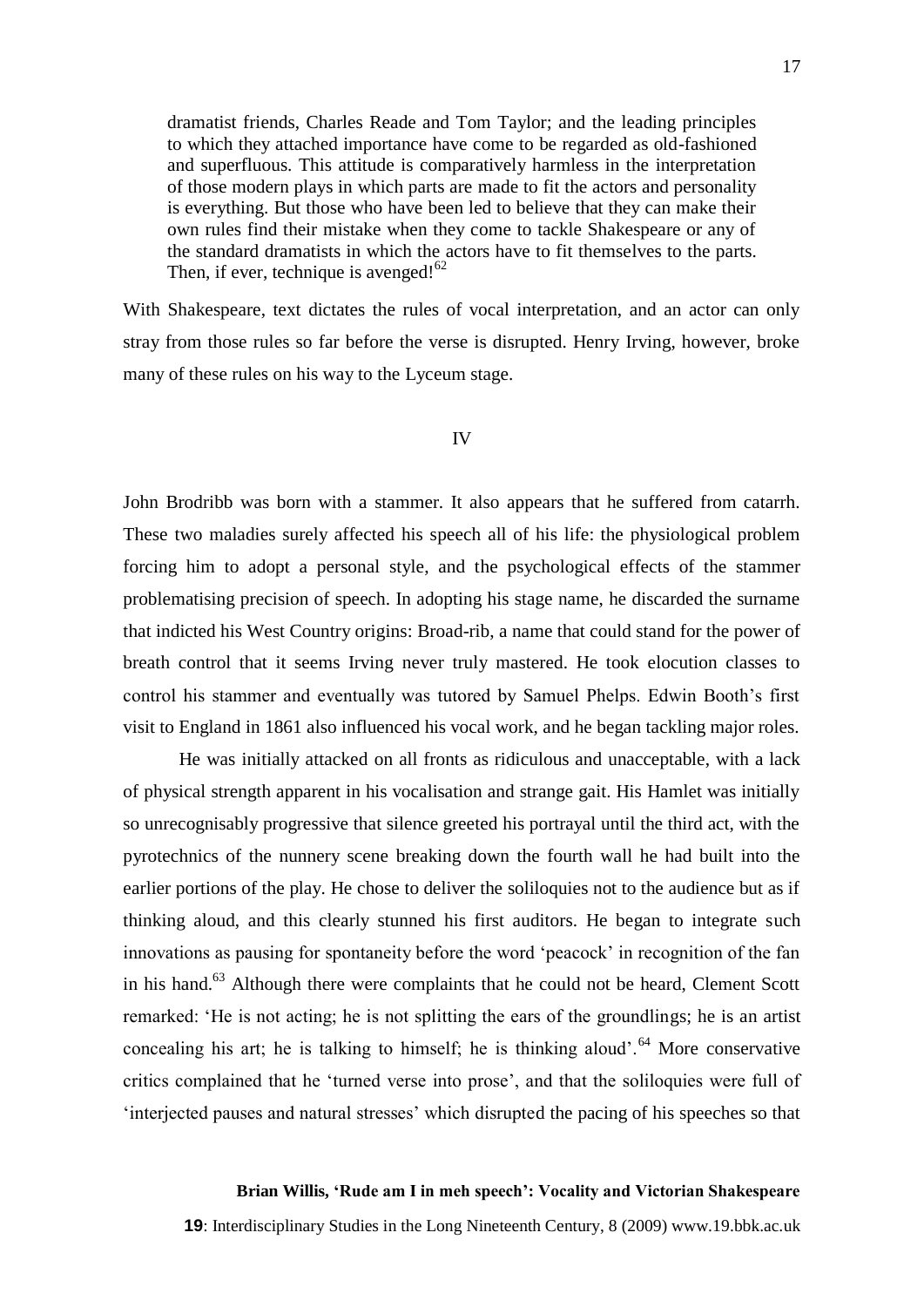> dramatist friends, Charles Reade and Tom Taylor; and the leading principles to which they attached importance have come to be regarded as old-fashioned and superfluous. This attitude is comparatively harmless in the interpretation of those modern plays in which parts are made to fit the actors and personality is everything. But those who have been led to believe that they can make their own rules find their mistake when they come to tackle Shakespeare or any of the standard dramatists in which the actors have to fit themselves to the parts. Then, if ever, technique is avenged![62]

With Shakespeare, text dictates the rules of vocal interpretation, and an actor can only stray from those rules so far before the verse is disrupted. Henry Irving, however, broke many of these rules on his way to the Lyceum stage.

## IV

John Brodribb was born with a stammer. It also appears that he suffered from catarrh. These two maladies surely affected his speech all of his life: the physiological problem forcing him to adopt a personal style, and the psychological effects of the stammer problematising precision of speech. In adopting his stage name, he discarded the surname that indicted his West Country origins: Broad-rib, a name that could stand for the power of breath control that it seems Irving never truly mastered. He took elocution classes to control his stammer and eventually was tutored by Samuel Phelps. Edwin Booth's first visit to England in 1861 also influenced his vocal work, and he began tackling major roles.

He was initially attacked on all fronts as ridiculous and unacceptable, with a lack of physical strength apparent in his vocalisation and strange gait. His Hamlet was initially so unrecognisably progressive that silence greeted his portrayal until the third act, with the pyrotechnics of the nunnery scene breaking down the fourth wall he had built into the earlier portions of the play. He chose to deliver the soliloquies not to the audience but as if thinking aloud, and this clearly stunned his first auditors. He began to integrate such innovations as pausing for spontaneity before the word 'peacock' in recognition of the fan in his hand.[63] Although there were complaints that he could not be heard, Clement Scott remarked: 'He is not acting; he is not splitting the ears of the groundlings; he is an artist concealing his art; he is talking to himself; he is thinking aloud'.[64] More conservative critics complained that he 'turned verse into prose', and that the soliloquies were full of 'interjected pauses and natural stresses' which disrupted the pacing of his speeches so that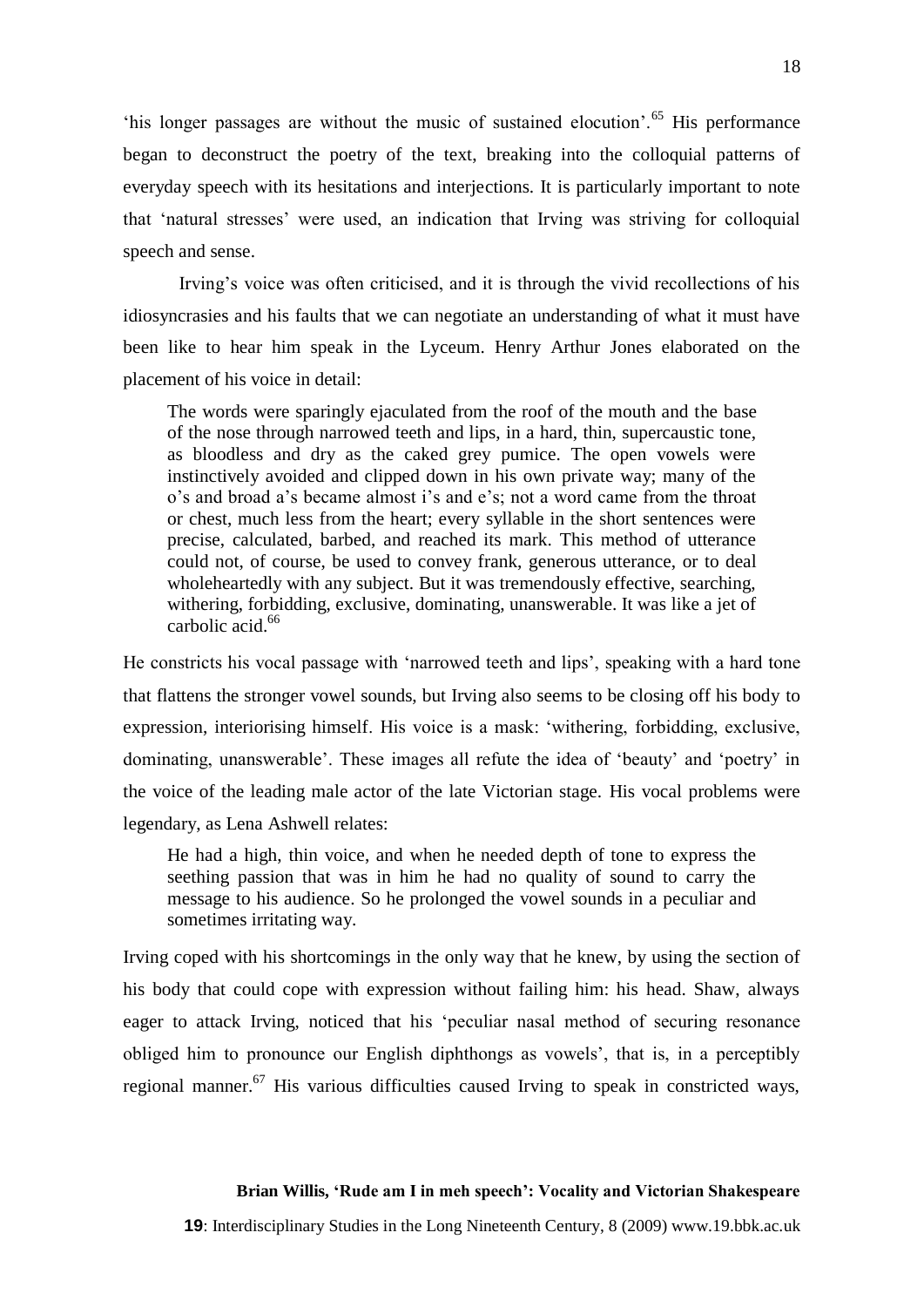'his longer passages are without the music of sustained elocution'.[65] His performance began to deconstruct the poetry of the text, breaking into the colloquial patterns of everyday speech with its hesitations and interjections. It is particularly important to note that 'natural stresses' were used, an indication that Irving was striving for colloquial speech and sense.

Irving's voice was often criticised, and it is through the vivid recollections of his idiosyncrasies and his faults that we can negotiate an understanding of what it must have been like to hear him speak in the Lyceum. Henry Arthur Jones elaborated on the placement of his voice in detail:

> The words were sparingly ejaculated from the roof of the mouth and the base of the nose through narrowed teeth and lips, in a hard, thin, supercaustic tone, as bloodless and dry as the caked grey pumice. The open vowels were instinctively avoided and clipped down in his own private way; many of the o's and broad a's became almost i's and e's; not a word came from the throat or chest, much less from the heart; every syllable in the short sentences were precise, calculated, barbed, and reached its mark. This method of utterance could not, of course, be used to convey frank, generous utterance, or to deal wholeheartedly with any subject. But it was tremendously effective, searching, withering, forbidding, exclusive, dominating, unanswerable. It was like a jet of carbolic acid.[66]

He constricts his vocal passage with 'narrowed teeth and lips', speaking with a hard tone that flattens the stronger vowel sounds, but Irving also seems to be closing off his body to expression, interiorising himself. His voice is a mask: 'withering, forbidding, exclusive, dominating, unanswerable'. These images all refute the idea of 'beauty' and 'poetry' in the voice of the leading male actor of the late Victorian stage. His vocal problems were legendary, as Lena Ashwell relates:

> He had a high, thin voice, and when he needed depth of tone to express the seething passion that was in him he had no quality of sound to carry the message to his audience. So he prolonged the vowel sounds in a peculiar and sometimes irritating way.

Irving coped with his shortcomings in the only way that he knew, by using the section of his body that could cope with expression without failing him: his head. Shaw, always eager to attack Irving, noticed that his 'peculiar nasal method of securing resonance obliged him to pronounce our English diphthongs as vowels', that is, in a perceptibly regional manner.[67] His various difficulties caused Irving to speak in constricted ways,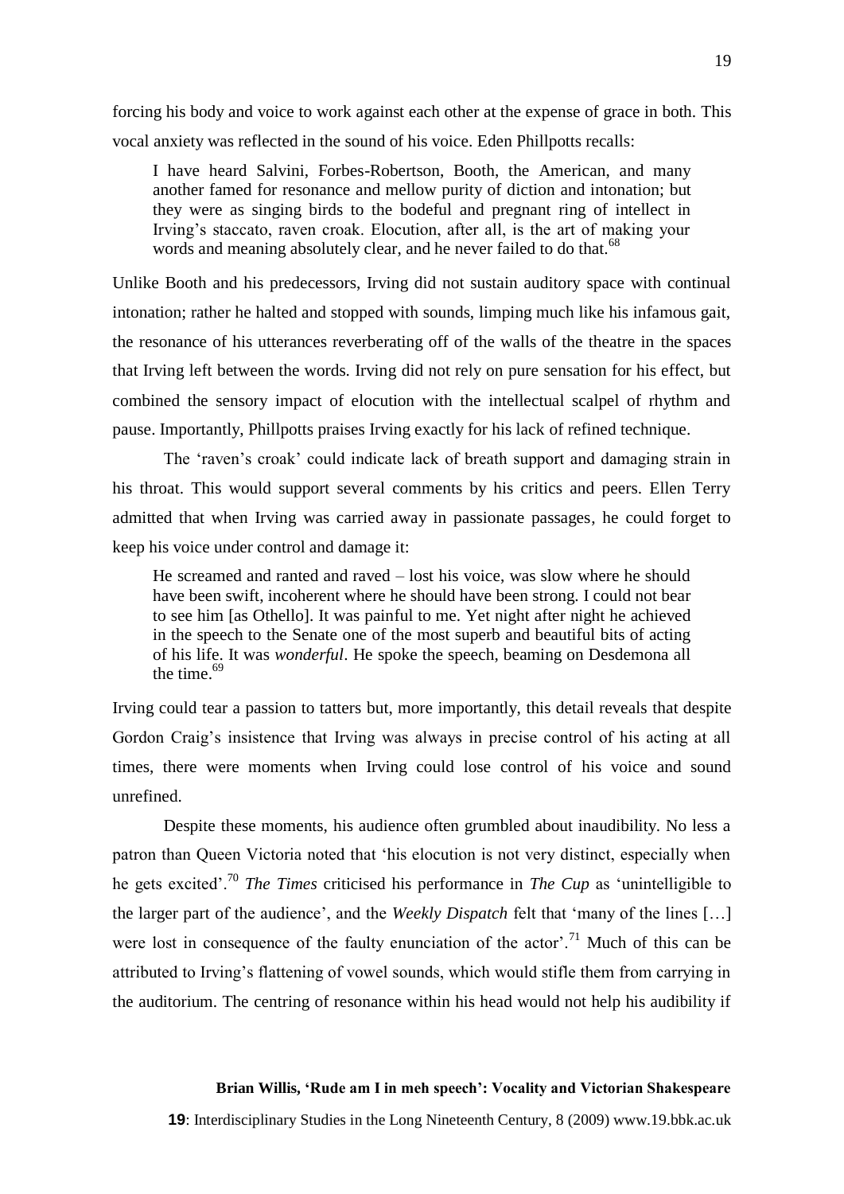forcing his body and voice to work against each other at the expense of grace in both. This vocal anxiety was reflected in the sound of his voice. Eden Phillpotts recalls:

> I have heard Salvini, Forbes-Robertson, Booth, the American, and many another famed for resonance and mellow purity of diction and intonation; but they were as singing birds to the bodeful and pregnant ring of intellect in Irving's staccato, raven croak. Elocution, after all, is the art of making your words and meaning absolutely clear, and he never failed to do that.[68]

Unlike Booth and his predecessors, Irving did not sustain auditory space with continual intonation; rather he halted and stopped with sounds, limping much like his infamous gait, the resonance of his utterances reverberating off of the walls of the theatre in the spaces that Irving left between the words. Irving did not rely on pure sensation for his effect, but combined the sensory impact of elocution with the intellectual scalpel of rhythm and pause. Importantly, Phillpotts praises Irving exactly for his lack of refined technique.

The 'raven's croak' could indicate lack of breath support and damaging strain in his throat. This would support several comments by his critics and peers. Ellen Terry admitted that when Irving was carried away in passionate passages, he could forget to keep his voice under control and damage it:

> He screamed and ranted and raved – lost his voice, was slow where he should have been swift, incoherent where he should have been strong. I could not bear to see him [as Othello]. It was painful to me. Yet night after night he achieved in the speech to the Senate one of the most superb and beautiful bits of acting of his life. It was *wonderful*. He spoke the speech, beaming on Desdemona all the time.[69]

Irving could tear a passion to tatters but, more importantly, this detail reveals that despite Gordon Craig's insistence that Irving was always in precise control of his acting at all times, there were moments when Irving could lose control of his voice and sound unrefined.

Despite these moments, his audience often grumbled about inaudibility. No less a patron than Queen Victoria noted that 'his elocution is not very distinct, especially when he gets excited'.[70] *The Times* criticised his performance in *The Cup* as 'unintelligible to the larger part of the audience', and the *Weekly Dispatch* felt that 'many of the lines […] were lost in consequence of the faulty enunciation of the actor'.[71] Much of this can be attributed to Irving's flattening of vowel sounds, which would stifle them from carrying in the auditorium. The centring of resonance within his head would not help his audibility if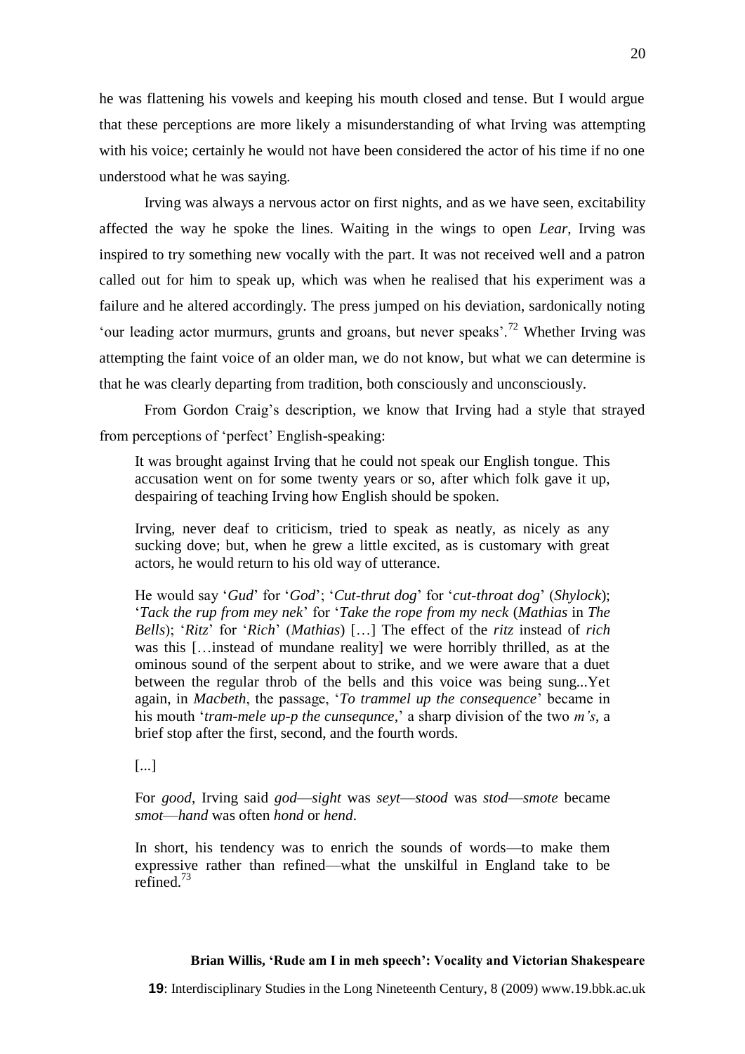he was flattening his vowels and keeping his mouth closed and tense. But I would argue that these perceptions are more likely a misunderstanding of what Irving was attempting with his voice; certainly he would not have been considered the actor of his time if no one understood what he was saying.

Irving was always a nervous actor on first nights, and as we have seen, excitability affected the way he spoke the lines. Waiting in the wings to open *Lear*, Irving was inspired to try something new vocally with the part. It was not received well and a patron called out for him to speak up, which was when he realised that his experiment was a failure and he altered accordingly. The press jumped on his deviation, sardonically noting 'our leading actor murmurs, grunts and groans, but never speaks'.[72] Whether Irving was attempting the faint voice of an older man, we do not know, but what we can determine is that he was clearly departing from tradition, both consciously and unconsciously.

From Gordon Craig's description, we know that Irving had a style that strayed from perceptions of 'perfect' English-speaking:

> It was brought against Irving that he could not speak our English tongue. This accusation went on for some twenty years or so, after which folk gave it up, despairing of teaching Irving how English should be spoken.
>
> Irving, never deaf to criticism, tried to speak as neatly, as nicely as any sucking dove; but, when he grew a little excited, as is customary with great actors, he would return to his old way of utterance.
>
> He would say '*Gud*' for '*God*'; '*Cut-thrut dog*' for '*cut-throat dog*' (*Shylock*); '*Tack the rup from mey nek*' for '*Take the rope from my neck* (*Mathias* in *The Bells*); '*Ritz*' for '*Rich*' (*Mathias*) […] The effect of the *ritz* instead of *rich* was this […instead of mundane reality] we were horribly thrilled, as at the ominous sound of the serpent about to strike, and we were aware that a duet between the regular throb of the bells and this voice was being sung...Yet again, in *Macbeth*, the passage, '*To trammel up the consequence*' became in his mouth '*tram-mele up-p the cunsequnce*,' a sharp division of the two *m's*, a brief stop after the first, second, and the fourth words.
>
> [...]
>
> For *good*, Irving said *god*—*sight* was *seyt*—*stood* was *stod*—*smote* became *smot*—*hand* was often *hond* or *hend*.
>
> In short, his tendency was to enrich the sounds of words—to make them expressive rather than refined—what the unskilful in England take to be refined.[73]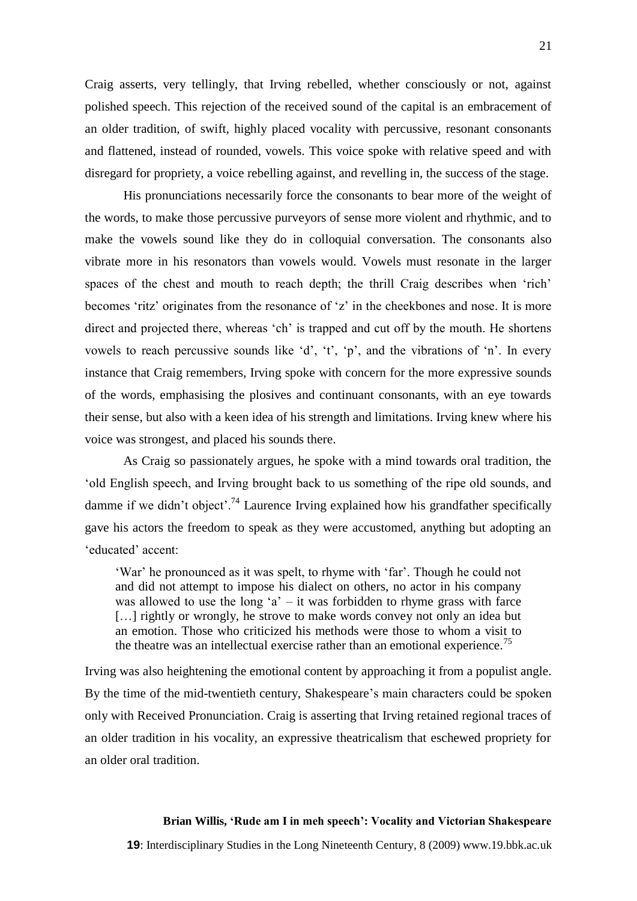Craig asserts, very tellingly, that Irving rebelled, whether consciously or not, against polished speech. This rejection of the received sound of the capital is an embracement of an older tradition, of swift, highly placed vocality with percussive, resonant consonants and flattened, instead of rounded, vowels. This voice spoke with relative speed and with disregard for propriety, a voice rebelling against, and revelling in, the success of the stage.

His pronunciations necessarily force the consonants to bear more of the weight of the words, to make those percussive purveyors of sense more violent and rhythmic, and to make the vowels sound like they do in colloquial conversation. The consonants also vibrate more in his resonators than vowels would. Vowels must resonate in the larger spaces of the chest and mouth to reach depth; the thrill Craig describes when 'rich' becomes 'ritz' originates from the resonance of 'z' in the cheekbones and nose. It is more direct and projected there, whereas 'ch' is trapped and cut off by the mouth. He shortens vowels to reach percussive sounds like 'd', 't', 'p', and the vibrations of 'n'. In every instance that Craig remembers, Irving spoke with concern for the more expressive sounds of the words, emphasising the plosives and continuant consonants, with an eye towards their sense, but also with a keen idea of his strength and limitations. Irving knew where his voice was strongest, and placed his sounds there.

As Craig so passionately argues, he spoke with a mind towards oral tradition, the 'old English speech, and Irving brought back to us something of the ripe old sounds, and damme if we didn't object'.[74] Laurence Irving explained how his grandfather specifically gave his actors the freedom to speak as they were accustomed, anything but adopting an 'educated' accent:

> 'War' he pronounced as it was spelt, to rhyme with 'far'. Though he could not and did not attempt to impose his dialect on others, no actor in his company was allowed to use the long 'a' – it was forbidden to rhyme grass with farce […] rightly or wrongly, he strove to make words convey not only an idea but an emotion. Those who criticized his methods were those to whom a visit to the theatre was an intellectual exercise rather than an emotional experience.[75]

Irving was also heightening the emotional content by approaching it from a populist angle. By the time of the mid-twentieth century, Shakespeare's main characters could be spoken only with Received Pronunciation. Craig is asserting that Irving retained regional traces of an older tradition in his vocality, an expressive theatricalism that eschewed propriety for an older oral tradition.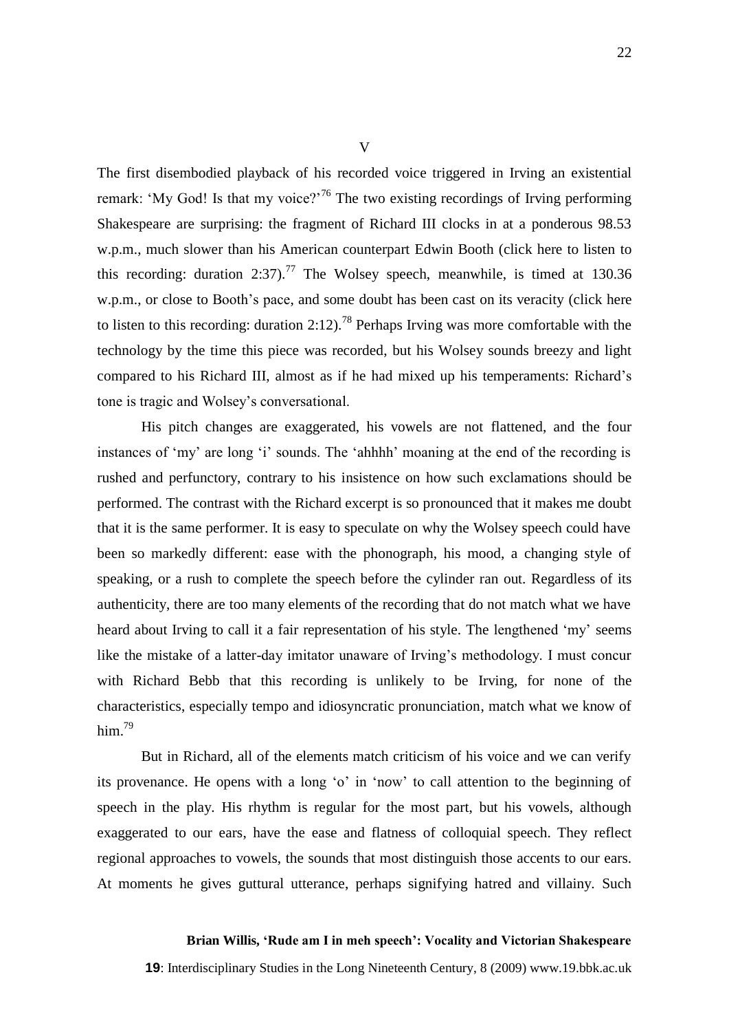## V

The first disembodied playback of his recorded voice triggered in Irving an existential remark: 'My God! Is that my voice?'[76] The two existing recordings of Irving performing Shakespeare are surprising: the fragment of Richard III clocks in at a ponderous 98.53 w.p.m., much slower than his American counterpart Edwin Booth (click here to listen to this recording: duration 2:37).[77] The Wolsey speech, meanwhile, is timed at 130.36 w.p.m., or close to Booth's pace, and some doubt has been cast on its veracity (click here to listen to this recording: duration 2:12).[78] Perhaps Irving was more comfortable with the technology by the time this piece was recorded, but his Wolsey sounds breezy and light compared to his Richard III, almost as if he had mixed up his temperaments: Richard's tone is tragic and Wolsey's conversational.

His pitch changes are exaggerated, his vowels are not flattened, and the four instances of 'my' are long 'i' sounds. The 'ahhhh' moaning at the end of the recording is rushed and perfunctory, contrary to his insistence on how such exclamations should be performed. The contrast with the Richard excerpt is so pronounced that it makes me doubt that it is the same performer. It is easy to speculate on why the Wolsey speech could have been so markedly different: ease with the phonograph, his mood, a changing style of speaking, or a rush to complete the speech before the cylinder ran out. Regardless of its authenticity, there are too many elements of the recording that do not match what we have heard about Irving to call it a fair representation of his style. The lengthened 'my' seems like the mistake of a latter-day imitator unaware of Irving's methodology. I must concur with Richard Bebb that this recording is unlikely to be Irving, for none of the characteristics, especially tempo and idiosyncratic pronunciation, match what we know of him.[79]

But in Richard, all of the elements match criticism of his voice and we can verify its provenance. He opens with a long 'o' in 'n*o*w' to call attention to the beginning of speech in the play. His rhythm is regular for the most part, but his vowels, although exaggerated to our ears, have the ease and flatness of colloquial speech. They reflect regional approaches to vowels, the sounds that most distinguish those accents to our ears. At moments he gives guttural utterance, perhaps signifying hatred and villainy. Such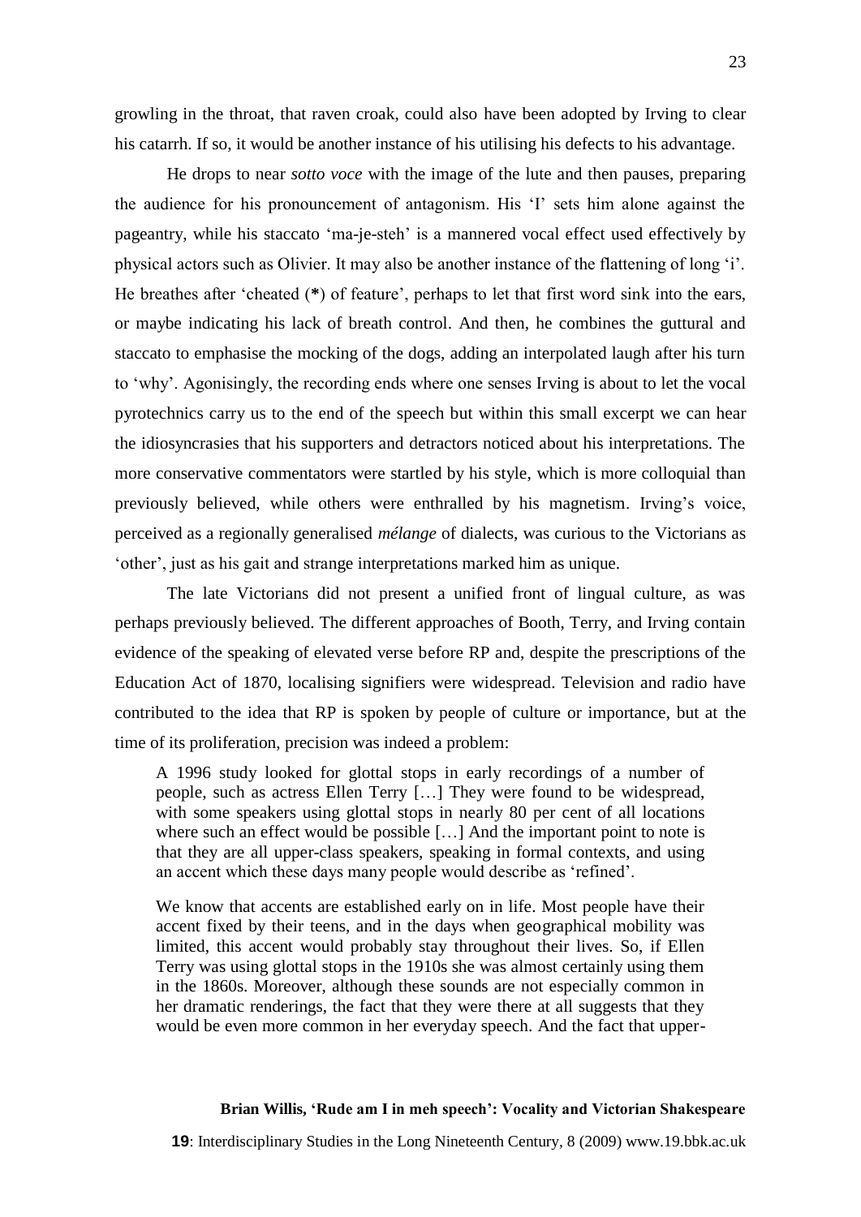growling in the throat, that raven croak, could also have been adopted by Irving to clear his catarrh. If so, it would be another instance of his utilising his defects to his advantage.

He drops to near *sotto voce* with the image of the lute and then pauses, preparing the audience for his pronouncement of antagonism. His 'I' sets him alone against the pageantry, while his staccato 'ma-je-steh' is a mannered vocal effect used effectively by physical actors such as Olivier. It may also be another instance of the flattening of long 'i'. He breathes after 'cheated (**\***) of feature', perhaps to let that first word sink into the ears, or maybe indicating his lack of breath control. And then, he combines the guttural and staccato to emphasise the mocking of the dogs, adding an interpolated laugh after his turn to 'why'. Agonisingly, the recording ends where one senses Irving is about to let the vocal pyrotechnics carry us to the end of the speech but within this small excerpt we can hear the idiosyncrasies that his supporters and detractors noticed about his interpretations. The more conservative commentators were startled by his style, which is more colloquial than previously believed, while others were enthralled by his magnetism. Irving's voice, perceived as a regionally generalised *mélange* of dialects, was curious to the Victorians as 'other', just as his gait and strange interpretations marked him as unique.

The late Victorians did not present a unified front of lingual culture, as was perhaps previously believed. The different approaches of Booth, Terry, and Irving contain evidence of the speaking of elevated verse before RP and, despite the prescriptions of the Education Act of 1870, localising signifiers were widespread. Television and radio have contributed to the idea that RP is spoken by people of culture or importance, but at the time of its proliferation, precision was indeed a problem:

> A 1996 study looked for glottal stops in early recordings of a number of people, such as actress Ellen Terry […] They were found to be widespread, with some speakers using glottal stops in nearly 80 per cent of all locations where such an effect would be possible […] And the important point to note is that they are all upper-class speakers, speaking in formal contexts, and using an accent which these days many people would describe as 'refined'.
>
> We know that accents are established early on in life. Most people have their accent fixed by their teens, and in the days when geographical mobility was limited, this accent would probably stay throughout their lives. So, if Ellen Terry was using glottal stops in the 1910s she was almost certainly using them in the 1860s. Moreover, although these sounds are not especially common in her dramatic renderings, the fact that they were there at all suggests that they would be even more common in her everyday speech. And the fact that upper-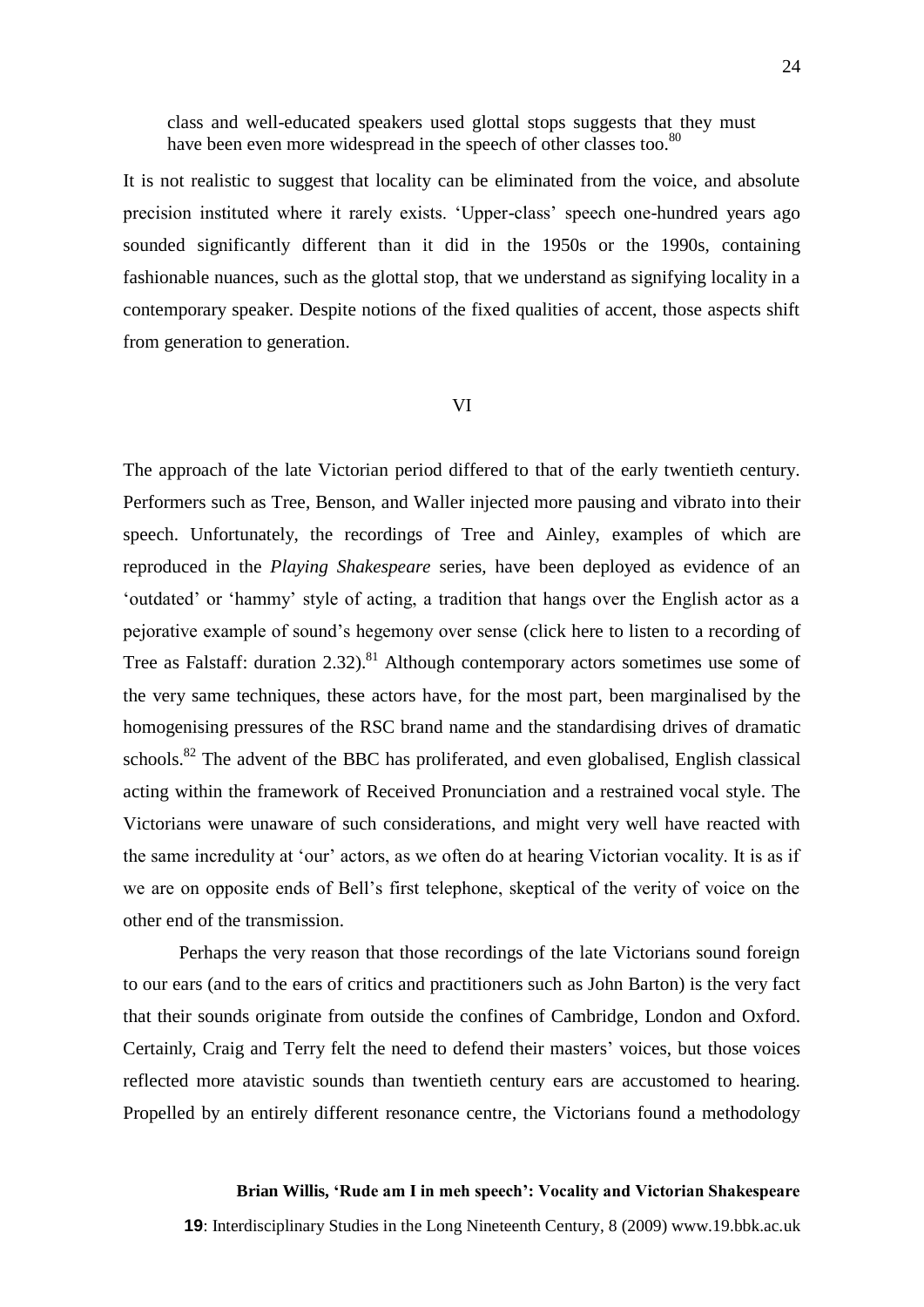class and well-educated speakers used glottal stops suggests that they must have been even more widespread in the speech of other classes too.[80]

It is not realistic to suggest that locality can be eliminated from the voice, and absolute precision instituted where it rarely exists. 'Upper-class' speech one-hundred years ago sounded significantly different than it did in the 1950s or the 1990s, containing fashionable nuances, such as the glottal stop, that we understand as signifying locality in a contemporary speaker. Despite notions of the fixed qualities of accent, those aspects shift from generation to generation.

## VI

The approach of the late Victorian period differed to that of the early twentieth century. Performers such as Tree, Benson, and Waller injected more pausing and vibrato into their speech. Unfortunately, the recordings of Tree and Ainley, examples of which are reproduced in the *Playing Shakespeare* series, have been deployed as evidence of an 'outdated' or 'hammy' style of acting, a tradition that hangs over the English actor as a pejorative example of sound's hegemony over sense (click here to listen to a recording of Tree as Falstaff: duration 2.32).[81] Although contemporary actors sometimes use some of the very same techniques, these actors have, for the most part, been marginalised by the homogenising pressures of the RSC brand name and the standardising drives of dramatic schools.[82] The advent of the BBC has proliferated, and even globalised, English classical acting within the framework of Received Pronunciation and a restrained vocal style. The Victorians were unaware of such considerations, and might very well have reacted with the same incredulity at 'our' actors, as we often do at hearing Victorian vocality. It is as if we are on opposite ends of Bell's first telephone, skeptical of the verity of voice on the other end of the transmission.

Perhaps the very reason that those recordings of the late Victorians sound foreign to our ears (and to the ears of critics and practitioners such as John Barton) is the very fact that their sounds originate from outside the confines of Cambridge, London and Oxford. Certainly, Craig and Terry felt the need to defend their masters' voices, but those voices reflected more atavistic sounds than twentieth century ears are accustomed to hearing. Propelled by an entirely different resonance centre, the Victorians found a methodology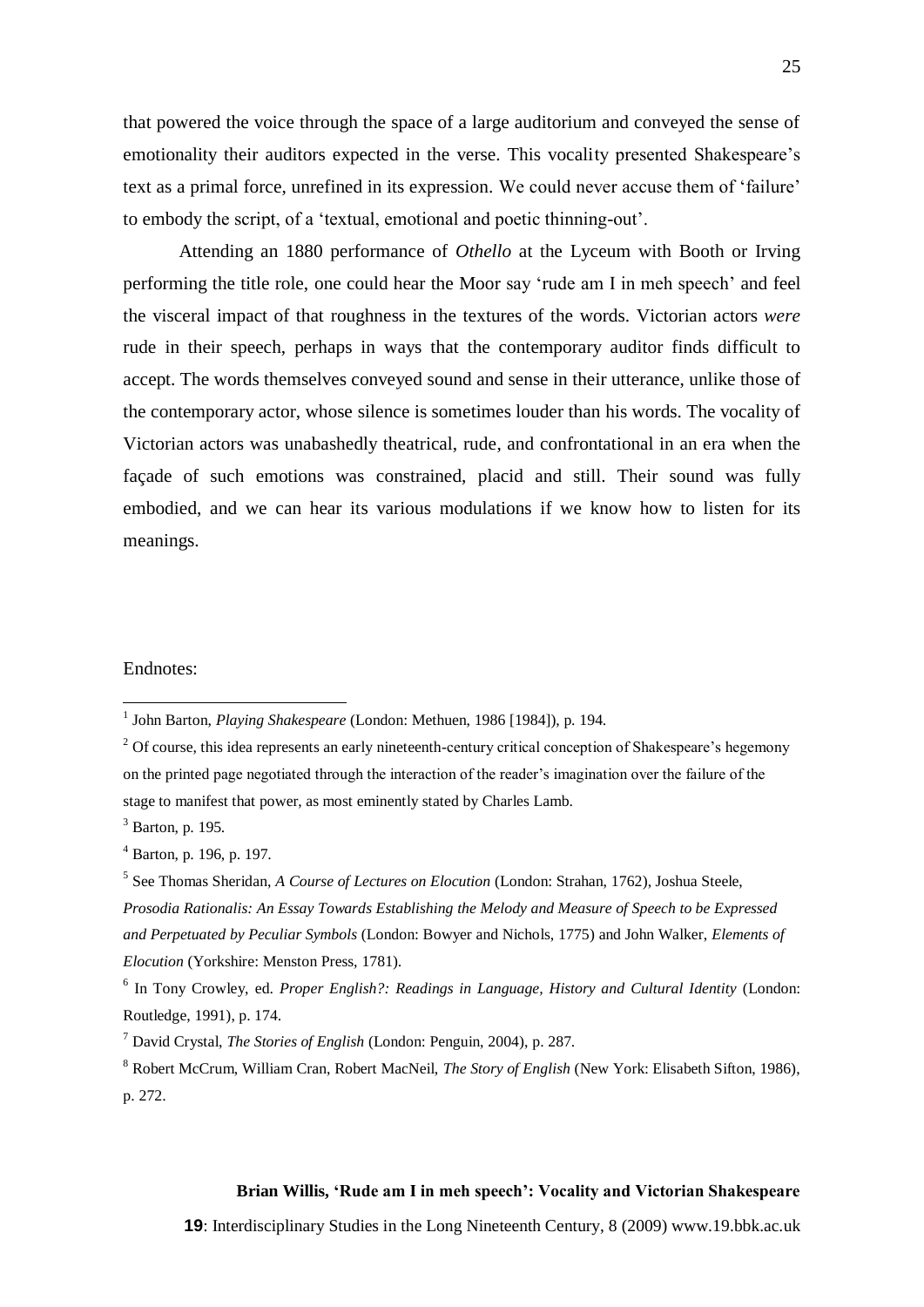that powered the voice through the space of a large auditorium and conveyed the sense of emotionality their auditors expected in the verse. This vocality presented Shakespeare's text as a primal force, unrefined in its expression. We could never accuse them of 'failure' to embody the script, of a 'textual, emotional and poetic thinning-out'.

Attending an 1880 performance of *Othello* at the Lyceum with Booth or Irving performing the title role, one could hear the Moor say 'rude am I in meh speech' and feel the visceral impact of that roughness in the textures of the words. Victorian actors *were* rude in their speech, perhaps in ways that the contemporary auditor finds difficult to accept. The words themselves conveyed sound and sense in their utterance, unlike those of the contemporary actor, whose silence is sometimes louder than his words. The vocality of Victorian actors was unabashedly theatrical, rude, and confrontational in an era when the façade of such emotions was constrained, placid and still. Their sound was fully embodied, and we can hear its various modulations if we know how to listen for its meanings.

Endnotes:

[1] John Barton, *Playing Shakespeare* (London: Methuen, 1986 [1984]), p. 194.

[2] Of course, this idea represents an early nineteenth-century critical conception of Shakespeare's hegemony on the printed page negotiated through the interaction of the reader's imagination over the failure of the stage to manifest that power, as most eminently stated by Charles Lamb.

[3] Barton, p. 195.

[4] Barton, p. 196, p. 197.

[5] See Thomas Sheridan, *A Course of Lectures on Elocution* (London: Strahan, 1762), Joshua Steele, *Prosodia Rationalis: An Essay Towards Establishing the Melody and Measure of Speech to be Expressed and Perpetuated by Peculiar Symbols* (London: Bowyer and Nichols, 1775) and John Walker, *Elements of Elocution* (Yorkshire: Menston Press, 1781).

[6] In Tony Crowley, ed. *Proper English?: Readings in Language, History and Cultural Identity* (London: Routledge, 1991), p. 174.

[7] David Crystal, *The Stories of English* (London: Penguin, 2004), p. 287.

[8] Robert McCrum, William Cran, Robert MacNeil, *The Story of English* (New York: Elisabeth Sifton, 1986), p. 272.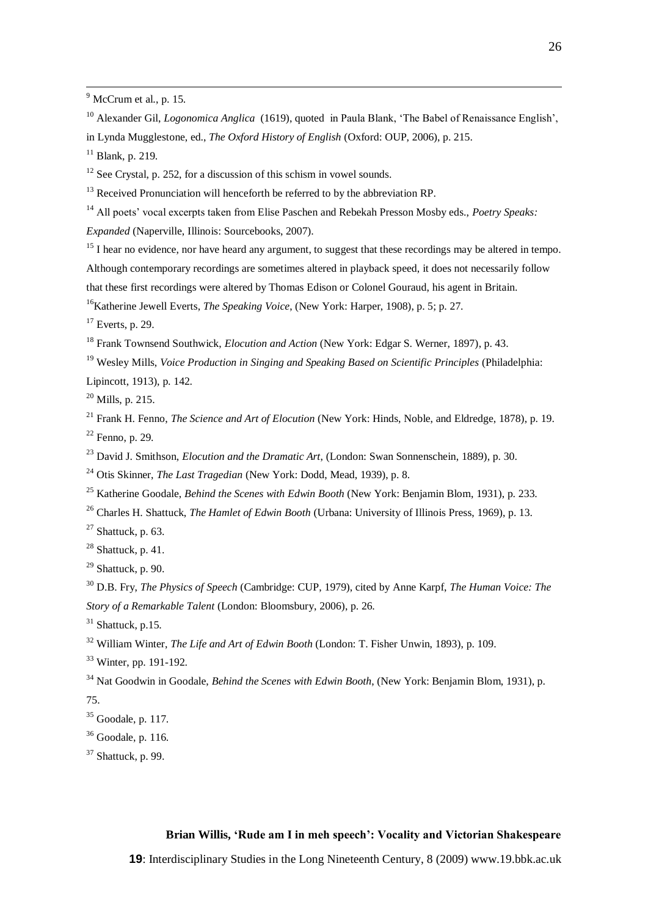[9] McCrum et al., p. 15.

[10] Alexander Gil, *Logonomica Anglica* (1619), quoted in Paula Blank, 'The Babel of Renaissance English', in Lynda Mugglestone, ed., *The Oxford History of English* (Oxford: OUP, 2006), p. 215.

[11] Blank, p. 219.

[12] See Crystal, p. 252, for a discussion of this schism in vowel sounds.

[13] Received Pronunciation will henceforth be referred to by the abbreviation RP.

[14] All poets' vocal excerpts taken from Elise Paschen and Rebekah Presson Mosby eds., *Poetry Speaks: Expanded* (Naperville, Illinois: Sourcebooks, 2007).

[15] I hear no evidence, nor have heard any argument, to suggest that these recordings may be altered in tempo. Although contemporary recordings are sometimes altered in playback speed, it does not necessarily follow that these first recordings were altered by Thomas Edison or Colonel Gouraud, his agent in Britain.

[16] Katherine Jewell Everts, *The Speaking Voice*, (New York: Harper, 1908), p. 5; p. 27.

[17] Everts, p. 29.

[18] Frank Townsend Southwick, *Elocution and Action* (New York: Edgar S. Werner, 1897), p. 43.

[19] Wesley Mills, *Voice Production in Singing and Speaking Based on Scientific Principles* (Philadelphia: Lipincott, 1913), p. 142.

[20] Mills, p. 215.

[21] Frank H. Fenno, *The Science and Art of Elocution* (New York: Hinds, Noble, and Eldredge, 1878), p. 19.

[22] Fenno, p. 29.

[23] David J. Smithson, *Elocution and the Dramatic Art*, (London: Swan Sonnenschein, 1889), p. 30.

[24] Otis Skinner, *The Last Tragedian* (New York: Dodd, Mead, 1939), p. 8.

[25] Katherine Goodale, *Behind the Scenes with Edwin Booth* (New York: Benjamin Blom, 1931), p. 233.

[26] Charles H. Shattuck, *The Hamlet of Edwin Booth* (Urbana: University of Illinois Press, 1969), p. 13.

[27] Shattuck, p. 63.

[28] Shattuck, p. 41.

[29] Shattuck, p. 90.

[30] D.B. Fry, *The Physics of Speech* (Cambridge: CUP, 1979), cited by Anne Karpf, *The Human Voice: The Story of a Remarkable Talent* (London: Bloomsbury, 2006), p. 26.

[31] Shattuck, p.15.

[32] William Winter, *The Life and Art of Edwin Booth* (London: T. Fisher Unwin, 1893), p. 109.

[33] Winter, pp. 191-192.

[34] Nat Goodwin in Goodale, *Behind the Scenes with Edwin Booth*, (New York: Benjamin Blom, 1931), p. 75.

[35] Goodale, p. 117.

[36] Goodale, p. 116.

[37] Shattuck, p. 99.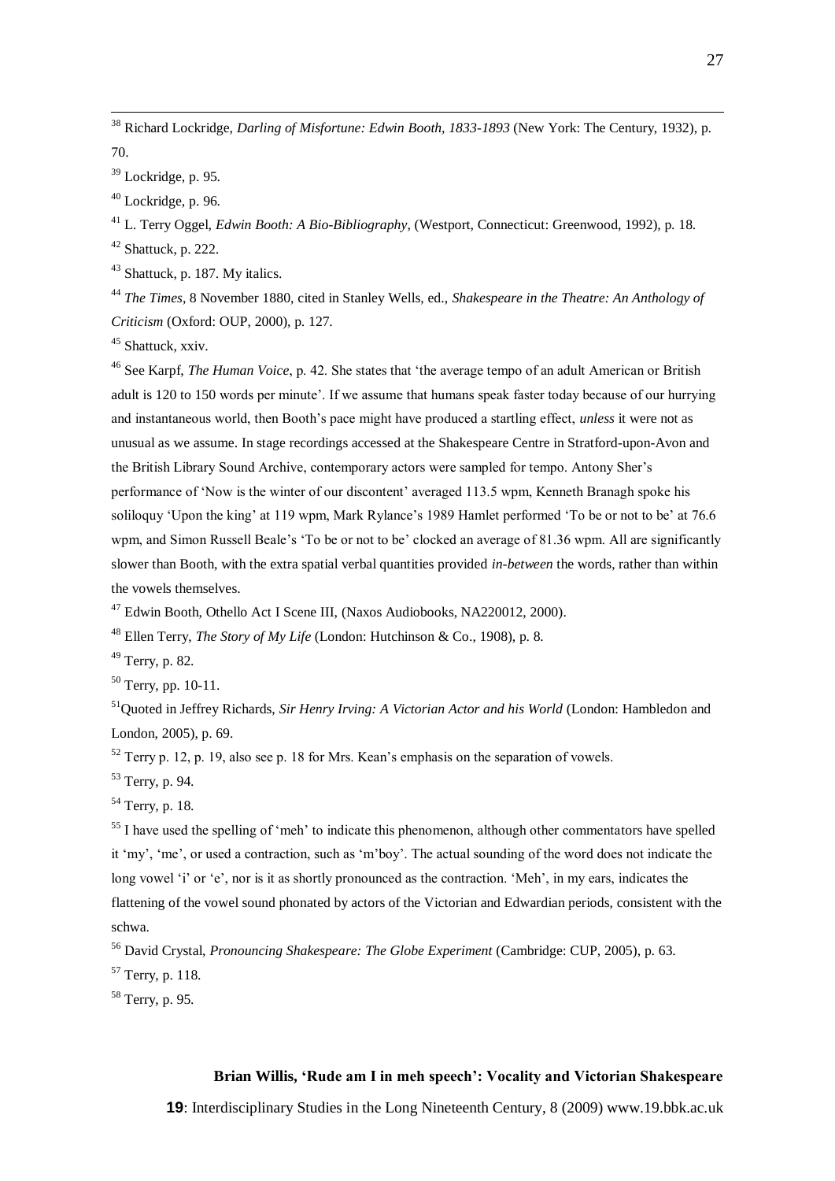[38] Richard Lockridge, *Darling of Misfortune: Edwin Booth, 1833-1893* (New York: The Century, 1932), p. 70.

[39] Lockridge, p. 95.

[40] Lockridge, p. 96.

[41] L. Terry Oggel, *Edwin Booth: A Bio-Bibliography*, (Westport, Connecticut: Greenwood, 1992), p. 18.

[42] Shattuck, p. 222.

[43] Shattuck, p. 187. My italics.

[44] *The Times*, 8 November 1880, cited in Stanley Wells, ed., *Shakespeare in the Theatre: An Anthology of Criticism* (Oxford: OUP, 2000), p. 127.

[45] Shattuck, xxiv.

[46] See Karpf, *The Human Voice*, p. 42. She states that 'the average tempo of an adult American or British adult is 120 to 150 words per minute'. If we assume that humans speak faster today because of our hurrying and instantaneous world, then Booth's pace might have produced a startling effect, *unless* it were not as unusual as we assume. In stage recordings accessed at the Shakespeare Centre in Stratford-upon-Avon and the British Library Sound Archive, contemporary actors were sampled for tempo. Antony Sher's performance of 'Now is the winter of our discontent' averaged 113.5 wpm, Kenneth Branagh spoke his soliloquy 'Upon the king' at 119 wpm, Mark Rylance's 1989 Hamlet performed 'To be or not to be' at 76.6 wpm, and Simon Russell Beale's 'To be or not to be' clocked an average of 81.36 wpm. All are significantly slower than Booth, with the extra spatial verbal quantities provided *in-between* the words, rather than within the vowels themselves.

[47] Edwin Booth, Othello Act I Scene III, (Naxos Audiobooks, NA220012, 2000).

[48] Ellen Terry, *The Story of My Life* (London: Hutchinson & Co., 1908), p. 8.

[49] Terry, p. 82.

[50] Terry, pp. 10-11.

[51] Quoted in Jeffrey Richards, *Sir Henry Irving: A Victorian Actor and his World* (London: Hambledon and London, 2005), p. 69.

[52] Terry p. 12, p. 19, also see p. 18 for Mrs. Kean's emphasis on the separation of vowels.

[53] Terry, p. 94.

[54] Terry, p. 18.

[55] I have used the spelling of 'meh' to indicate this phenomenon, although other commentators have spelled it 'my', 'me', or used a contraction, such as 'm'boy'. The actual sounding of the word does not indicate the long vowel 'i' or 'e', nor is it as shortly pronounced as the contraction. 'Meh', in my ears, indicates the flattening of the vowel sound phonated by actors of the Victorian and Edwardian periods, consistent with the schwa.

[56] David Crystal, *Pronouncing Shakespeare: The Globe Experiment* (Cambridge: CUP, 2005), p. 63.

[57] Terry, p. 118.

[58] Terry, p. 95.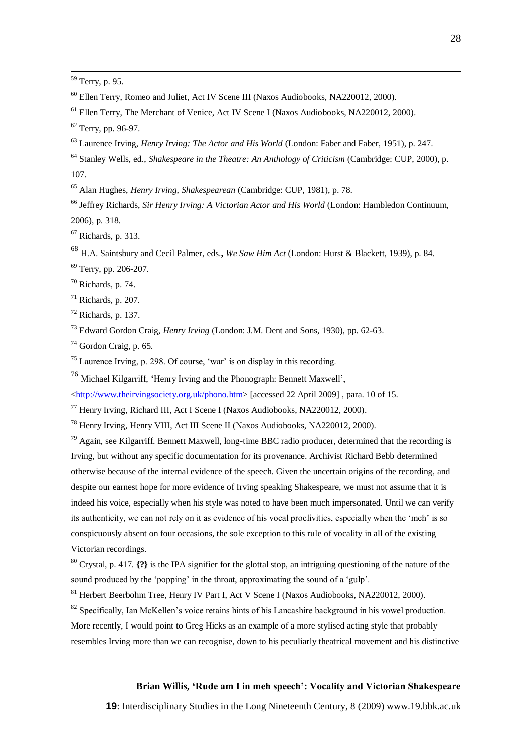[59] Terry, p. 95.

[60] Ellen Terry, Romeo and Juliet, Act IV Scene III (Naxos Audiobooks, NA220012, 2000).

[61] Ellen Terry, The Merchant of Venice, Act IV Scene I (Naxos Audiobooks, NA220012, 2000).

[62] Terry, pp. 96-97.

[63] Laurence Irving, *Henry Irving: The Actor and His World* (London: Faber and Faber, 1951), p. 247.

[64] Stanley Wells, ed., *Shakespeare in the Theatre: An Anthology of Criticism* (Cambridge: CUP, 2000), p. 107.

[65] Alan Hughes, *Henry Irving, Shakespearean* (Cambridge: CUP, 1981), p. 78.

[66] Jeffrey Richards, *Sir Henry Irving: A Victorian Actor and His World* (London: Hambledon Continuum, 2006), p. 318.

[67] Richards, p. 313.

[68] H.A. Saintsbury and Cecil Palmer, eds.**,** *We Saw Him Act* (London: Hurst & Blackett, 1939), p. 84.

[69] Terry, pp. 206-207.

[70] Richards, p. 74.

[71] Richards, p. 207.

[72] Richards, p. 137.

[73] Edward Gordon Craig, *Henry Irving* (London: J.M. Dent and Sons, 1930), pp. 62-63.

[74] Gordon Craig, p. 65.

[75] Laurence Irving, p. 298. Of course, 'war' is on display in this recording.

[76] Michael Kilgarriff, 'Henry Irving and the Phonograph: Bennett Maxwell', <http://www.theirvingsociety.org.uk/phono.htm> [accessed 22 April 2009] , para. 10 of 15.

[77] Henry Irving, Richard III, Act I Scene I (Naxos Audiobooks, NA220012, 2000).

[78] Henry Irving, Henry VIII, Act III Scene II (Naxos Audiobooks, NA220012, 2000).

[79] Again, see Kilgarriff. Bennett Maxwell, long-time BBC radio producer, determined that the recording is Irving, but without any specific documentation for its provenance. Archivist Richard Bebb determined otherwise because of the internal evidence of the speech. Given the uncertain origins of the recording, and despite our earnest hope for more evidence of Irving speaking Shakespeare, we must not assume that it is indeed his voice, especially when his style was noted to have been much impersonated. Until we can verify its authenticity, we can not rely on it as evidence of his vocal proclivities, especially when the 'meh' is so conspicuously absent on four occasions, the sole exception to this rule of vocality in all of the existing Victorian recordings.

[80] Crystal, p. 417. **{?}** is the IPA signifier for the glottal stop, an intriguing questioning of the nature of the sound produced by the 'popping' in the throat, approximating the sound of a 'gulp'.

[81] Herbert Beerbohm Tree, Henry IV Part I, Act V Scene I (Naxos Audiobooks, NA220012, 2000).

[82] Specifically, Ian McKellen's voice retains hints of his Lancashire background in his vowel production. More recently, I would point to Greg Hicks as an example of a more stylised acting style that probably resembles Irving more than we can recognise, down to his peculiarly theatrical movement and his distinctive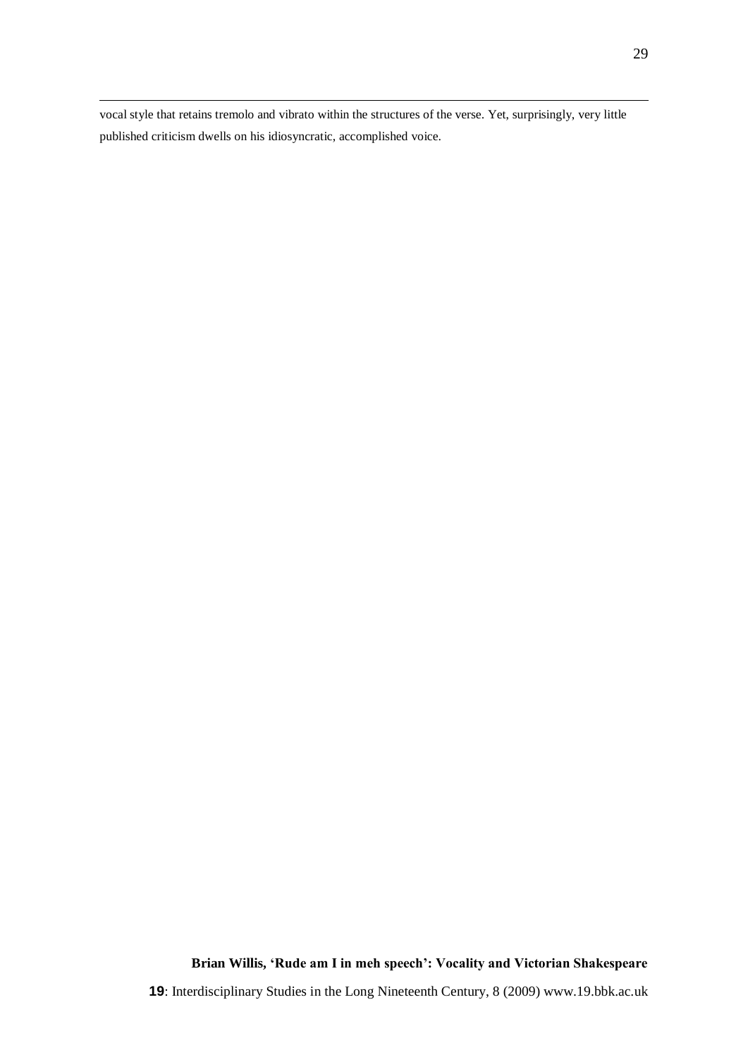vocal style that retains tremolo and vibrato within the structures of the verse. Yet, surprisingly, very little published criticism dwells on his idiosyncratic, accomplished voice.